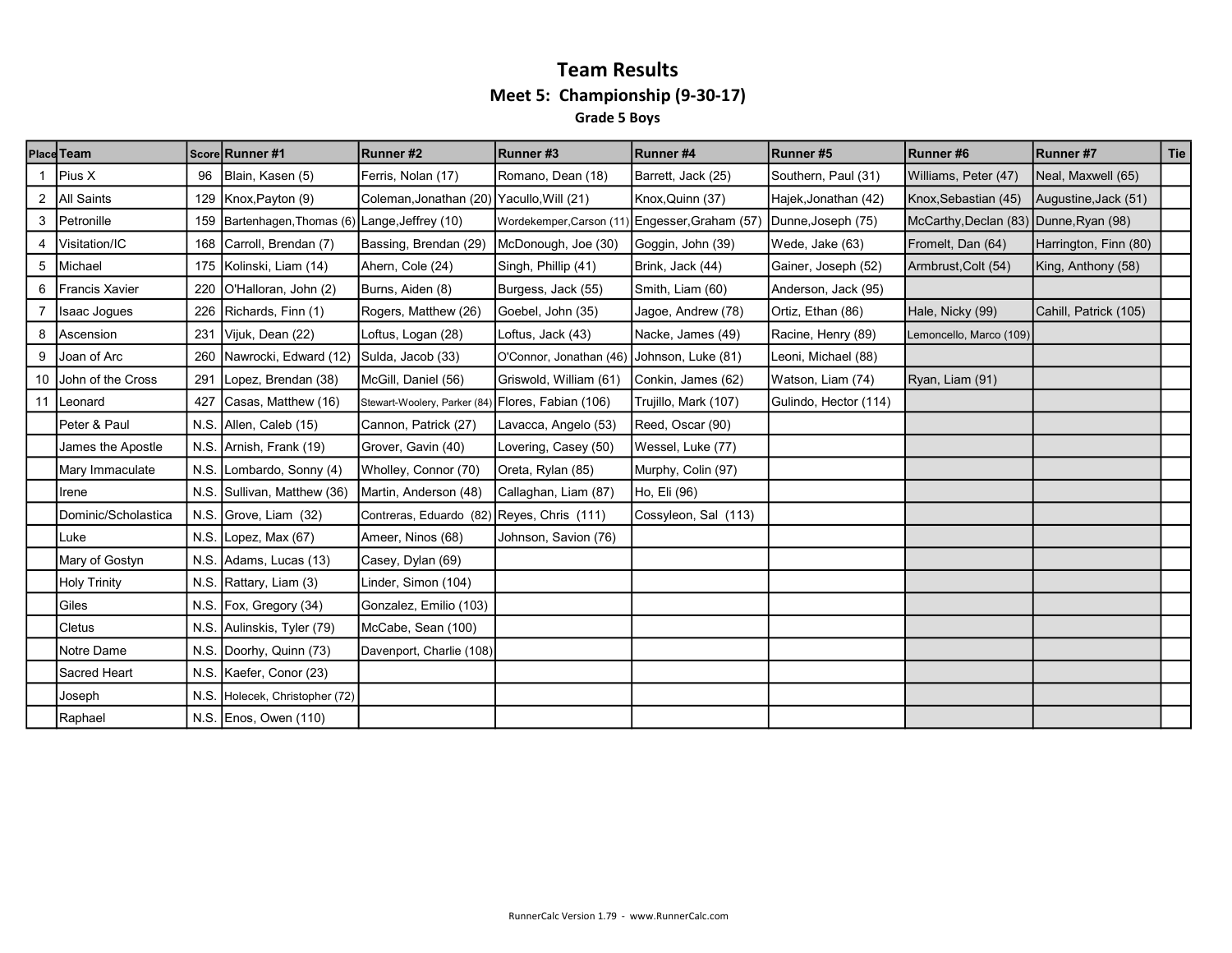# Team Results

## Meet 5: Championship (9-30-17)

### Grade 5 Boys

| Place | Team | Score | Runner #1 | Runner #2 | Runner #3 | Runner #4 | Runner #5 | Runner #6 | Runner #7 | Tie |
|---|---|---|---|---|---|---|---|---|---|---|
| 1 | Pius X | 96 | Blain, Kasen (5) | Ferris, Nolan (17) | Romano, Dean (18) | Barrett, Jack (25) | Southern, Paul (31) | Williams, Peter (47) | Neal, Maxwell (65) | |
| 2 | All Saints | 129 | Knox,Payton (9) | Coleman,Jonathan (20) | Yacullo,Will (21) | Knox,Quinn (37) | Hajek,Jonathan (42) | Knox,Sebastian (45) | Augustine,Jack (51) | |
| 3 | Petronille | 159 | Bartenhagen,Thomas (6) | Lange,Jeffrey (10) | Wordekemper,Carson (11) | Engesser,Graham (57) | Dunne,Joseph (75) | McCarthy,Declan (83) | Dunne,Ryan (98) | |
| 4 | Visitation/IC | 168 | Carroll, Brendan (7) | Bassing, Brendan (29) | McDonough, Joe (30) | Goggin, John (39) | Wede, Jake (63) | Fromelt, Dan (64) | Harrington, Finn (80) | |
| 5 | Michael | 175 | Kolinski, Liam (14) | Ahern, Cole (24) | Singh, Phillip (41) | Brink, Jack (44) | Gainer, Joseph (52) | Armbrust,Colt (54) | King, Anthony (58) | |
| 6 | Francis Xavier | 220 | O'Halloran, John (2) | Burns, Aiden (8) | Burgess, Jack (55) | Smith, Liam (60) | Anderson, Jack (95) | | | |
| 7 | Isaac Jogues | 226 | Richards, Finn (1) | Rogers, Matthew (26) | Goebel, John (35) | Jagoe, Andrew (78) | Ortiz, Ethan (86) | Hale, Nicky (99) | Cahill, Patrick (105) | |
| 8 | Ascension | 231 | Vijuk, Dean (22) | Loftus, Logan (28) | Loftus, Jack (43) | Nacke, James (49) | Racine, Henry (89) | Lemoncello, Marco (109) | | |
| 9 | Joan of Arc | 260 | Nawrocki, Edward (12) | Sulda, Jacob (33) | O'Connor, Jonathan (46) | Johnson, Luke (81) | Leoni, Michael (88) | | | |
| 10 | John of the Cross | 291 | Lopez, Brendan (38) | McGill, Daniel (56) | Griswold, William (61) | Conkin, James (62) | Watson, Liam (74) | Ryan, Liam (91) | | |
| 11 | Leonard | 427 | Casas, Matthew (16) | Stewart-Woolery, Parker (84) | Flores, Fabian (106) | Trujillo, Mark (107) | Gulindo, Hector (114) | | | |
| | Peter & Paul | N.S. | Allen, Caleb (15) | Cannon, Patrick (27) | Lavacca, Angelo (53) | Reed, Oscar (90) | | | | |
| | James the Apostle | N.S. | Arnish, Frank (19) | Grover, Gavin (40) | Lovering, Casey (50) | Wessel, Luke (77) | | | | |
| | Mary Immaculate | N.S. | Lombardo, Sonny (4) | Wholley, Connor (70) | Oreta, Rylan (85) | Murphy, Colin (97) | | | | |
| | Irene | N.S. | Sullivan, Matthew (36) | Martin, Anderson (48) | Callaghan, Liam (87) | Ho, Eli (96) | | | | |
| | Dominic/Scholastica | N.S. | Grove, Liam (32) | Contreras, Eduardo (82) | Reyes, Chris (111) | Cossyleon, Sal (113) | | | | |
| | Luke | N.S. | Lopez, Max (67) | Ameer, Ninos (68) | Johnson, Savion (76) | | | | | |
| | Mary of Gostyn | N.S. | Adams, Lucas (13) | Casey, Dylan (69) | | | | | | |
| | Holy Trinity | N.S. | Rattary, Liam (3) | Linder, Simon (104) | | | | | | |
| | Giles | N.S. | Fox, Gregory (34) | Gonzalez, Emilio (103) | | | | | | |
| | Cletus | N.S. | Aulinskis, Tyler (79) | McCabe, Sean (100) | | | | | | |
| | Notre Dame | N.S. | Doorhy, Quinn (73) | Davenport, Charlie (108) | | | | | | |
| | Sacred Heart | N.S. | Kaefer, Conor (23) | | | | | | | |
| | Joseph | N.S. | Holecek, Christopher (72) | | | | | | | |
| | Raphael | N.S. | Enos, Owen (110) | | | | | | | |

RunnerCalc Version 1.79 - www.RunnerCalc.com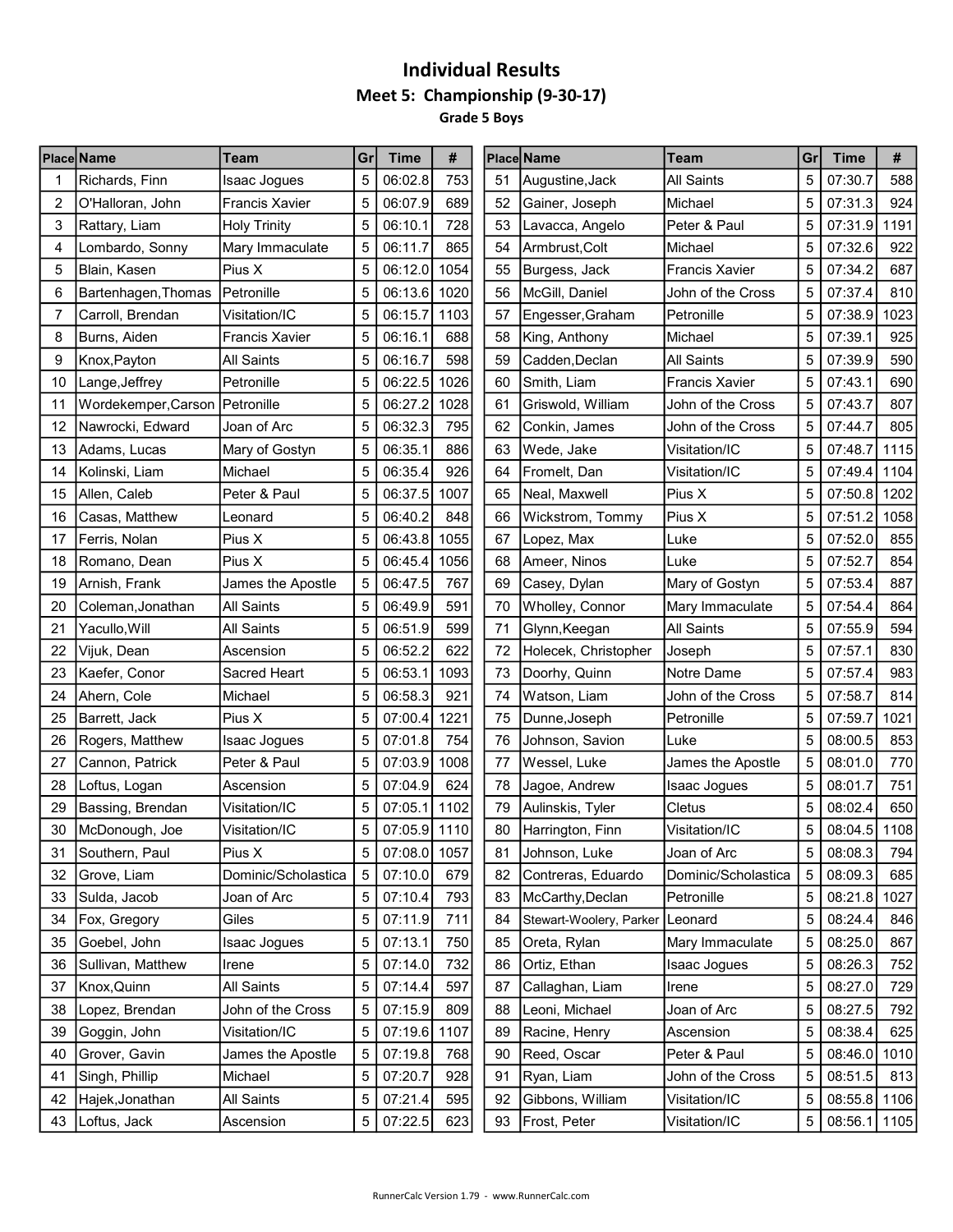# Individual Results

## Meet 5: Championship (9-30-17)

### Grade 5 Boys

| Place | Name | Team | Gr | Time | # |
|---|---|---|---|---|---|
| 1 | Richards, Finn | Isaac Jogues | 5 | 06:02.8 | 753 |
| 2 | O'Halloran, John | Francis Xavier | 5 | 06:07.9 | 689 |
| 3 | Rattary, Liam | Holy Trinity | 5 | 06:10.1 | 728 |
| 4 | Lombardo, Sonny | Mary Immaculate | 5 | 06:11.7 | 865 |
| 5 | Blain, Kasen | Pius X | 5 | 06:12.0 | 1054 |
| 6 | Bartenhagen,Thomas | Petronille | 5 | 06:13.6 | 1020 |
| 7 | Carroll, Brendan | Visitation/IC | 5 | 06:15.7 | 1103 |
| 8 | Burns, Aiden | Francis Xavier | 5 | 06:16.1 | 688 |
| 9 | Knox,Payton | All Saints | 5 | 06:16.7 | 598 |
| 10 | Lange,Jeffrey | Petronille | 5 | 06:22.5 | 1026 |
| 11 | Wordekemper,Carson | Petronille | 5 | 06:27.2 | 1028 |
| 12 | Nawrocki, Edward | Joan of Arc | 5 | 06:32.3 | 795 |
| 13 | Adams, Lucas | Mary of Gostyn | 5 | 06:35.1 | 886 |
| 14 | Kolinski, Liam | Michael | 5 | 06:35.4 | 926 |
| 15 | Allen, Caleb | Peter & Paul | 5 | 06:37.5 | 1007 |
| 16 | Casas, Matthew | Leonard | 5 | 06:40.2 | 848 |
| 17 | Ferris, Nolan | Pius X | 5 | 06:43.8 | 1055 |
| 18 | Romano, Dean | Pius X | 5 | 06:45.4 | 1056 |
| 19 | Arnish, Frank | James the Apostle | 5 | 06:47.5 | 767 |
| 20 | Coleman,Jonathan | All Saints | 5 | 06:49.9 | 591 |
| 21 | Yacullo,Will | All Saints | 5 | 06:51.9 | 599 |
| 22 | Vijuk, Dean | Ascension | 5 | 06:52.2 | 622 |
| 23 | Kaefer, Conor | Sacred Heart | 5 | 06:53.1 | 1093 |
| 24 | Ahern, Cole | Michael | 5 | 06:58.3 | 921 |
| 25 | Barrett, Jack | Pius X | 5 | 07:00.4 | 1221 |
| 26 | Rogers, Matthew | Isaac Jogues | 5 | 07:01.8 | 754 |
| 27 | Cannon, Patrick | Peter & Paul | 5 | 07:03.9 | 1008 |
| 28 | Loftus, Logan | Ascension | 5 | 07:04.9 | 624 |
| 29 | Bassing, Brendan | Visitation/IC | 5 | 07:05.1 | 1102 |
| 30 | McDonough, Joe | Visitation/IC | 5 | 07:05.9 | 1110 |
| 31 | Southern, Paul | Pius X | 5 | 07:08.0 | 1057 |
| 32 | Grove, Liam | Dominic/Scholastica | 5 | 07:10.0 | 679 |
| 33 | Sulda, Jacob | Joan of Arc | 5 | 07:10.4 | 793 |
| 34 | Fox, Gregory | Giles | 5 | 07:11.9 | 711 |
| 35 | Goebel, John | Isaac Jogues | 5 | 07:13.1 | 750 |
| 36 | Sullivan, Matthew | Irene | 5 | 07:14.0 | 732 |
| 37 | Knox,Quinn | All Saints | 5 | 07:14.4 | 597 |
| 38 | Lopez, Brendan | John of the Cross | 5 | 07:15.9 | 809 |
| 39 | Goggin, John | Visitation/IC | 5 | 07:19.6 | 1107 |
| 40 | Grover, Gavin | James the Apostle | 5 | 07:19.8 | 768 |
| 41 | Singh, Phillip | Michael | 5 | 07:20.7 | 928 |
| 42 | Hajek,Jonathan | All Saints | 5 | 07:21.4 | 595 |
| 43 | Loftus, Jack | Ascension | 5 | 07:22.5 | 623 |
| 51 | Augustine,Jack | All Saints | 5 | 07:30.7 | 588 |
| 52 | Gainer, Joseph | Michael | 5 | 07:31.3 | 924 |
| 53 | Lavacca, Angelo | Peter & Paul | 5 | 07:31.9 | 1191 |
| 54 | Armbrust,Colt | Michael | 5 | 07:32.6 | 922 |
| 55 | Burgess, Jack | Francis Xavier | 5 | 07:34.2 | 687 |
| 56 | McGill, Daniel | John of the Cross | 5 | 07:37.4 | 810 |
| 57 | Engesser,Graham | Petronille | 5 | 07:38.9 | 1023 |
| 58 | King, Anthony | Michael | 5 | 07:39.1 | 925 |
| 59 | Cadden,Declan | All Saints | 5 | 07:39.9 | 590 |
| 60 | Smith, Liam | Francis Xavier | 5 | 07:43.1 | 690 |
| 61 | Griswold, William | John of the Cross | 5 | 07:43.7 | 807 |
| 62 | Conkin, James | John of the Cross | 5 | 07:44.7 | 805 |
| 63 | Wede, Jake | Visitation/IC | 5 | 07:48.7 | 1115 |
| 64 | Fromelt, Dan | Visitation/IC | 5 | 07:49.4 | 1104 |
| 65 | Neal, Maxwell | Pius X | 5 | 07:50.8 | 1202 |
| 66 | Wickstrom, Tommy | Pius X | 5 | 07:51.2 | 1058 |
| 67 | Lopez, Max | Luke | 5 | 07:52.0 | 855 |
| 68 | Ameer, Ninos | Luke | 5 | 07:52.7 | 854 |
| 69 | Casey, Dylan | Mary of Gostyn | 5 | 07:53.4 | 887 |
| 70 | Wholley, Connor | Mary Immaculate | 5 | 07:54.4 | 864 |
| 71 | Glynn,Keegan | All Saints | 5 | 07:55.9 | 594 |
| 72 | Holecek, Christopher | Joseph | 5 | 07:57.1 | 830 |
| 73 | Doorhy, Quinn | Notre Dame | 5 | 07:57.4 | 983 |
| 74 | Watson, Liam | John of the Cross | 5 | 07:58.7 | 814 |
| 75 | Dunne,Joseph | Petronille | 5 | 07:59.7 | 1021 |
| 76 | Johnson, Savion | Luke | 5 | 08:00.5 | 853 |
| 77 | Wessel, Luke | James the Apostle | 5 | 08:01.0 | 770 |
| 78 | Jagoe, Andrew | Isaac Jogues | 5 | 08:01.7 | 751 |
| 79 | Aulinskis, Tyler | Cletus | 5 | 08:02.4 | 650 |
| 80 | Harrington, Finn | Visitation/IC | 5 | 08:04.5 | 1108 |
| 81 | Johnson, Luke | Joan of Arc | 5 | 08:08.3 | 794 |
| 82 | Contreras, Eduardo | Dominic/Scholastica | 5 | 08:09.3 | 685 |
| 83 | McCarthy,Declan | Petronille | 5 | 08:21.8 | 1027 |
| 84 | Stewart-Woolery, Parker | Leonard | 5 | 08:24.4 | 846 |
| 85 | Oreta, Rylan | Mary Immaculate | 5 | 08:25.0 | 867 |
| 86 | Ortiz, Ethan | Isaac Jogues | 5 | 08:26.3 | 752 |
| 87 | Callaghan, Liam | Irene | 5 | 08:27.0 | 729 |
| 88 | Leoni, Michael | Joan of Arc | 5 | 08:27.5 | 792 |
| 89 | Racine, Henry | Ascension | 5 | 08:38.4 | 625 |
| 90 | Reed, Oscar | Peter & Paul | 5 | 08:46.0 | 1010 |
| 91 | Ryan, Liam | John of the Cross | 5 | 08:51.5 | 813 |
| 92 | Gibbons, William | Visitation/IC | 5 | 08:55.8 | 1106 |
| 93 | Frost, Peter | Visitation/IC | 5 | 08:56.1 | 1105 |

RunnerCalc Version 1.79 - www.RunnerCalc.com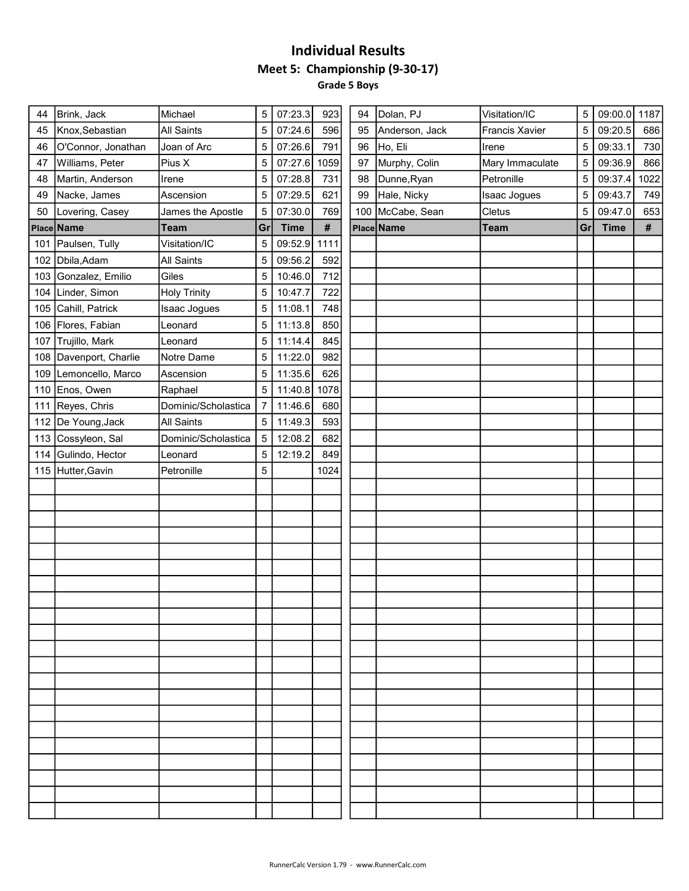# Individual Results

## Meet 5: Championship (9-30-17)

### Grade 5 Boys

| Place | Name | Team | Gr | Time | # |
|---|---|---|---|---|---|
| 44 | Brink, Jack | Michael | 5 | 07:23.3 | 923 |
| 45 | Knox,Sebastian | All Saints | 5 | 07:24.6 | 596 |
| 46 | O'Connor, Jonathan | Joan of Arc | 5 | 07:26.6 | 791 |
| 47 | Williams, Peter | Pius X | 5 | 07:27.6 | 1059 |
| 48 | Martin, Anderson | Irene | 5 | 07:28.8 | 731 |
| 49 | Nacke, James | Ascension | 5 | 07:29.5 | 621 |
| 50 | Lovering, Casey | James the Apostle | 5 | 07:30.0 | 769 |
| 94 | Dolan, PJ | Visitation/IC | 5 | 09:00.0 | 1187 |
| 95 | Anderson, Jack | Francis Xavier | 5 | 09:20.5 | 686 |
| 96 | Ho, Eli | Irene | 5 | 09:33.1 | 730 |
| 97 | Murphy, Colin | Mary Immaculate | 5 | 09:36.9 | 866 |
| 98 | Dunne,Ryan | Petronille | 5 | 09:37.4 | 1022 |
| 99 | Hale, Nicky | Isaac Jogues | 5 | 09:43.7 | 749 |
| 100 | McCabe, Sean | Cletus | 5 | 09:47.0 | 653 |
| 101 | Paulsen, Tully | Visitation/IC | 5 | 09:52.9 | 1111 |
| 102 | Dbila,Adam | All Saints | 5 | 09:56.2 | 592 |
| 103 | Gonzalez, Emilio | Giles | 5 | 10:46.0 | 712 |
| 104 | Linder, Simon | Holy Trinity | 5 | 10:47.7 | 722 |
| 105 | Cahill, Patrick | Isaac Jogues | 5 | 11:08.1 | 748 |
| 106 | Flores, Fabian | Leonard | 5 | 11:13.8 | 850 |
| 107 | Trujillo, Mark | Leonard | 5 | 11:14.4 | 845 |
| 108 | Davenport, Charlie | Notre Dame | 5 | 11:22.0 | 982 |
| 109 | Lemoncello, Marco | Ascension | 5 | 11:35.6 | 626 |
| 110 | Enos, Owen | Raphael | 5 | 11:40.8 | 1078 |
| 111 | Reyes, Chris | Dominic/Scholastica | 7 | 11:46.6 | 680 |
| 112 | De Young,Jack | All Saints | 5 | 11:49.3 | 593 |
| 113 | Cossyleon, Sal | Dominic/Scholastica | 5 | 12:08.2 | 682 |
| 114 | Gulindo, Hector | Leonard | 5 | 12:19.2 | 849 |
| 115 | Hutter,Gavin | Petronille | 5 | | 1024 |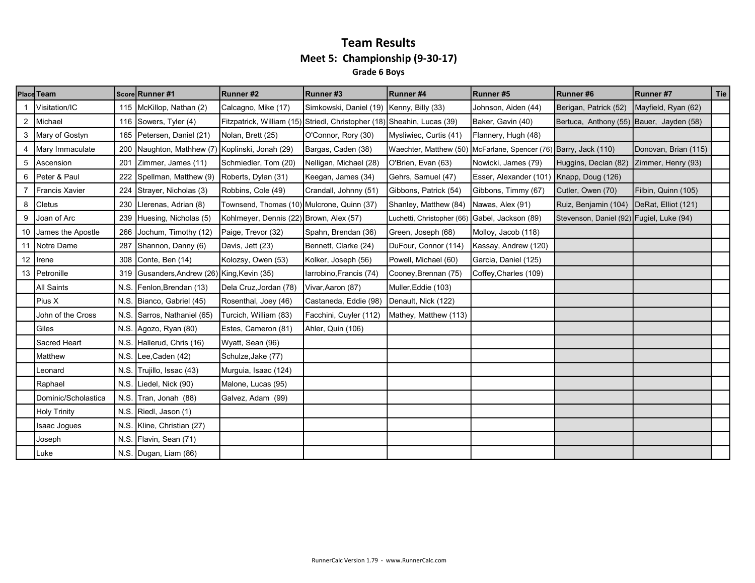# Team Results

## Meet 5: Championship (9-30-17)

### Grade 6 Boys

| Place | Team | Score | Runner #1 | Runner #2 | Runner #3 | Runner #4 | Runner #5 | Runner #6 | Runner #7 | Tie |
|---|---|---|---|---|---|---|---|---|---|---|
| 1 | Visitation/IC | 115 | McKillop, Nathan (2) | Calcagno, Mike (17) | Simkowski, Daniel (19) | Kenny, Billy (33) | Johnson, Aiden (44) | Berigan, Patrick (52) | Mayfield, Ryan (62) | |
| 2 | Michael | 116 | Sowers, Tyler (4) | Fitzpatrick, William (15) | Striedl, Christopher (18) | Sheahin, Lucas (39) | Baker, Gavin (40) | Bertuca, Anthony (55) | Bauer, Jayden (58) | |
| 3 | Mary of Gostyn | 165 | Petersen, Daniel (21) | Nolan, Brett (25) | O'Connor, Rory (30) | Mysliwiec, Curtis (41) | Flannery, Hugh (48) | | | |
| 4 | Mary Immaculate | 200 | Naughton, Mathhew (7) | Koplinski, Jonah (29) | Bargas, Caden (38) | Waechter, Matthew (50) | McFarlane, Spencer (76) | Barry, Jack (110) | Donovan, Brian (115) | |
| 5 | Ascension | 201 | Zimmer, James (11) | Schmiedler, Tom (20) | Nelligan, Michael (28) | O'Brien, Evan (63) | Nowicki, James (79) | Huggins, Declan (82) | Zimmer, Henry (93) | |
| 6 | Peter & Paul | 222 | Spellman, Matthew (9) | Roberts, Dylan (31) | Keegan, James (34) | Gehrs, Samuel (47) | Esser, Alexander (101) | Knapp, Doug (126) | | |
| 7 | Francis Xavier | 224 | Strayer, Nicholas (3) | Robbins, Cole (49) | Crandall, Johnny (51) | Gibbons, Patrick (54) | Gibbons, Timmy (67) | Cutler, Owen (70) | Filbin, Quinn (105) | |
| 8 | Cletus | 230 | Llerenas, Adrian (8) | Townsend, Thomas (10) | Mulcrone, Quinn (37) | Shanley, Matthew (84) | Nawas, Alex (91) | Ruiz, Benjamin (104) | DeRat, Elliot (121) | |
| 9 | Joan of Arc | 239 | Huesing, Nicholas (5) | Kohlmeyer, Dennis (22) | Brown, Alex (57) | Luchetti, Christopher (66) | Gabel, Jackson (89) | Stevenson, Daniel (92) | Fugiel, Luke (94) | |
| 10 | James the Apostle | 266 | Jochum, Timothy (12) | Paige, Trevor (32) | Spahn, Brendan (36) | Green, Joseph (68) | Molloy, Jacob (118) | | | |
| 11 | Notre Dame | 287 | Shannon, Danny (6) | Davis, Jett (23) | Bennett, Clarke (24) | DuFour, Connor (114) | Kassay, Andrew (120) | | | |
| 12 | Irene | 308 | Conte, Ben (14) | Kolozsy, Owen (53) | Kolker, Joseph (56) | Powell, Michael (60) | Garcia, Daniel (125) | | | |
| 13 | Petronille | 319 | Gusanders,Andrew (26) | King,Kevin (35) | Iarrobino,Francis (74) | Cooney,Brennan (75) | Coffey,Charles (109) | | | |
| | All Saints | N.S. | Fenlon,Brendan (13) | Dela Cruz,Jordan (78) | Vivar,Aaron (87) | Muller,Eddie (103) | | | | |
| | Pius X | N.S. | Bianco, Gabriel (45) | Rosenthal, Joey (46) | Castaneda, Eddie (98) | Denault, Nick (122) | | | | |
| | John of the Cross | N.S. | Sarros, Nathaniel (65) | Turcich, William (83) | Facchini, Cuyler (112) | Mathey, Matthew (113) | | | | |
| | Giles | N.S. | Agozo, Ryan (80) | Estes, Cameron (81) | Ahler, Quin (106) | | | | | |
| | Sacred Heart | N.S. | Hallerud, Chris (16) | Wyatt, Sean (96) | | | | | | |
| | Matthew | N.S. | Lee,Caden (42) | Schulze,Jake (77) | | | | | | |
| | Leonard | N.S. | Trujillo, Issac (43) | Murguia, Isaac (124) | | | | | | |
| | Raphael | N.S. | Liedel, Nick (90) | Malone, Lucas (95) | | | | | | |
| | Dominic/Scholastica | N.S. | Tran, Jonah (88) | Galvez, Adam (99) | | | | | | |
| | Holy Trinity | N.S. | Riedl, Jason (1) | | | | | | | |
| | Isaac Jogues | N.S. | Kline, Christian (27) | | | | | | | |
| | Joseph | N.S. | Flavin, Sean (71) | | | | | | | |
| | Luke | N.S. | Dugan, Liam (86) | | | | | | | |

RunnerCalc Version 1.79 - www.RunnerCalc.com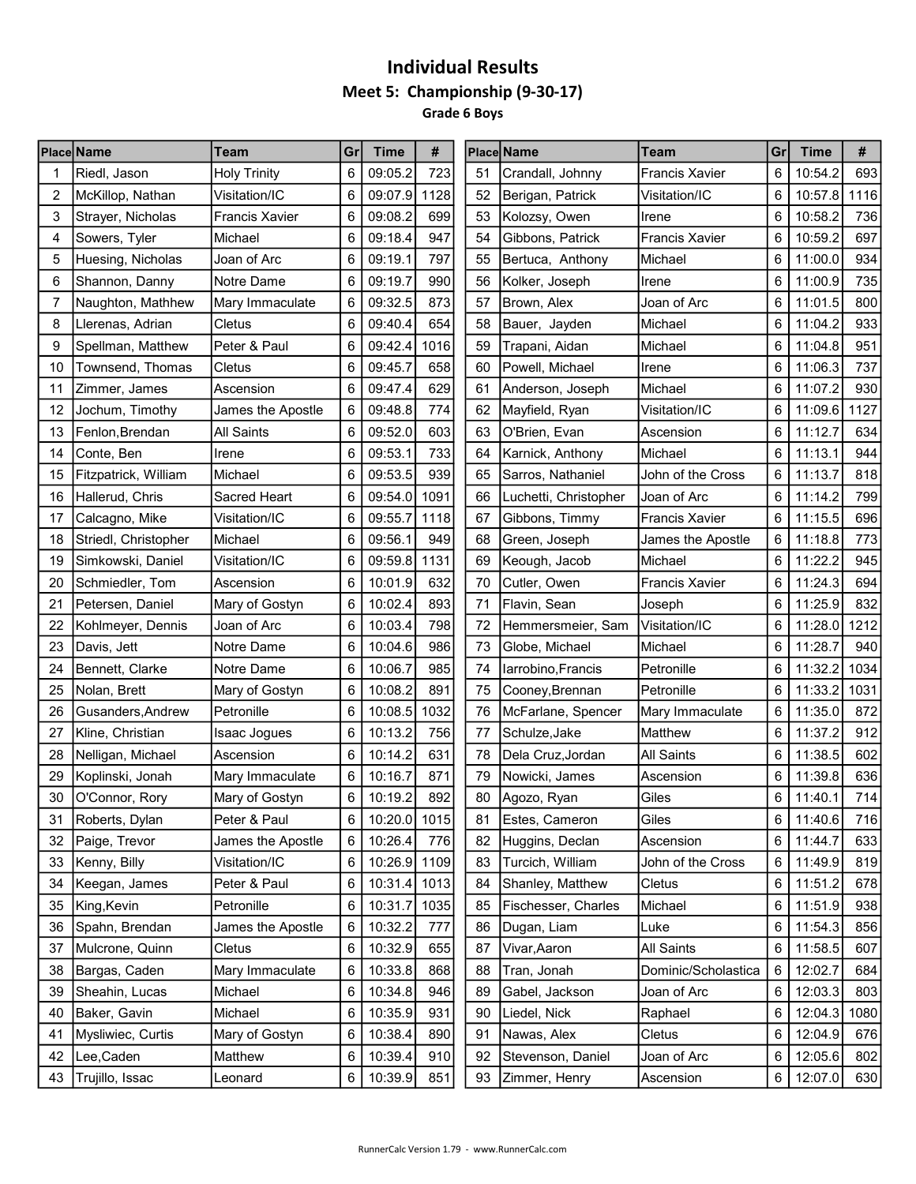# Individual Results

## Meet 5: Championship (9-30-17)

### Grade 6 Boys

| Place | Name | Team | Gr | Time | # |
|---|---|---|---|---|---|
| 1 | Riedl, Jason | Holy Trinity | 6 | 09:05.2 | 723 |
| 2 | McKillop, Nathan | Visitation/IC | 6 | 09:07.9 | 1128 |
| 3 | Strayer, Nicholas | Francis Xavier | 6 | 09:08.2 | 699 |
| 4 | Sowers, Tyler | Michael | 6 | 09:18.4 | 947 |
| 5 | Huesing, Nicholas | Joan of Arc | 6 | 09:19.1 | 797 |
| 6 | Shannon, Danny | Notre Dame | 6 | 09:19.7 | 990 |
| 7 | Naughton, Mathhew | Mary Immaculate | 6 | 09:32.5 | 873 |
| 8 | Llerenas, Adrian | Cletus | 6 | 09:40.4 | 654 |
| 9 | Spellman, Matthew | Peter & Paul | 6 | 09:42.4 | 1016 |
| 10 | Townsend, Thomas | Cletus | 6 | 09:45.7 | 658 |
| 11 | Zimmer, James | Ascension | 6 | 09:47.4 | 629 |
| 12 | Jochum, Timothy | James the Apostle | 6 | 09:48.8 | 774 |
| 13 | Fenlon,Brendan | All Saints | 6 | 09:52.0 | 603 |
| 14 | Conte, Ben | Irene | 6 | 09:53.1 | 733 |
| 15 | Fitzpatrick, William | Michael | 6 | 09:53.5 | 939 |
| 16 | Hallerud, Chris | Sacred Heart | 6 | 09:54.0 | 1091 |
| 17 | Calcagno, Mike | Visitation/IC | 6 | 09:55.7 | 1118 |
| 18 | Striedl, Christopher | Michael | 6 | 09:56.1 | 949 |
| 19 | Simkowski, Daniel | Visitation/IC | 6 | 09:59.8 | 1131 |
| 20 | Schmiedler, Tom | Ascension | 6 | 10:01.9 | 632 |
| 21 | Petersen, Daniel | Mary of Gostyn | 6 | 10:02.4 | 893 |
| 22 | Kohlmeyer, Dennis | Joan of Arc | 6 | 10:03.4 | 798 |
| 23 | Davis, Jett | Notre Dame | 6 | 10:04.6 | 986 |
| 24 | Bennett, Clarke | Notre Dame | 6 | 10:06.7 | 985 |
| 25 | Nolan, Brett | Mary of Gostyn | 6 | 10:08.2 | 891 |
| 26 | Gusanders,Andrew | Petronille | 6 | 10:08.5 | 1032 |
| 27 | Kline, Christian | Isaac Jogues | 6 | 10:13.2 | 756 |
| 28 | Nelligan, Michael | Ascension | 6 | 10:14.2 | 631 |
| 29 | Koplinski, Jonah | Mary Immaculate | 6 | 10:16.7 | 871 |
| 30 | O'Connor, Rory | Mary of Gostyn | 6 | 10:19.2 | 892 |
| 31 | Roberts, Dylan | Peter & Paul | 6 | 10:20.0 | 1015 |
| 32 | Paige, Trevor | James the Apostle | 6 | 10:26.4 | 776 |
| 33 | Kenny, Billy | Visitation/IC | 6 | 10:26.9 | 1109 |
| 34 | Keegan, James | Peter & Paul | 6 | 10:31.4 | 1013 |
| 35 | King,Kevin | Petronille | 6 | 10:31.7 | 1035 |
| 36 | Spahn, Brendan | James the Apostle | 6 | 10:32.2 | 777 |
| 37 | Mulcrone, Quinn | Cletus | 6 | 10:32.9 | 655 |
| 38 | Bargas, Caden | Mary Immaculate | 6 | 10:33.8 | 868 |
| 39 | Sheahin, Lucas | Michael | 6 | 10:34.8 | 946 |
| 40 | Baker, Gavin | Michael | 6 | 10:35.9 | 931 |
| 41 | Mysliwiec, Curtis | Mary of Gostyn | 6 | 10:38.4 | 890 |
| 42 | Lee,Caden | Matthew | 6 | 10:39.4 | 910 |
| 43 | Trujillo, Issac | Leonard | 6 | 10:39.9 | 851 |
| 51 | Crandall, Johnny | Francis Xavier | 6 | 10:54.2 | 693 |
| 52 | Berigan, Patrick | Visitation/IC | 6 | 10:57.8 | 1116 |
| 53 | Kolozsy, Owen | Irene | 6 | 10:58.2 | 736 |
| 54 | Gibbons, Patrick | Francis Xavier | 6 | 10:59.2 | 697 |
| 55 | Bertuca,  Anthony | Michael | 6 | 11:00.0 | 934 |
| 56 | Kolker, Joseph | Irene | 6 | 11:00.9 | 735 |
| 57 | Brown, Alex | Joan of Arc | 6 | 11:01.5 | 800 |
| 58 | Bauer,  Jayden | Michael | 6 | 11:04.2 | 933 |
| 59 | Trapani, Aidan | Michael | 6 | 11:04.8 | 951 |
| 60 | Powell, Michael | Irene | 6 | 11:06.3 | 737 |
| 61 | Anderson, Joseph | Michael | 6 | 11:07.2 | 930 |
| 62 | Mayfield, Ryan | Visitation/IC | 6 | 11:09.6 | 1127 |
| 63 | O'Brien, Evan | Ascension | 6 | 11:12.7 | 634 |
| 64 | Karnick, Anthony | Michael | 6 | 11:13.1 | 944 |
| 65 | Sarros, Nathaniel | John of the Cross | 6 | 11:13.7 | 818 |
| 66 | Luchetti, Christopher | Joan of Arc | 6 | 11:14.2 | 799 |
| 67 | Gibbons, Timmy | Francis Xavier | 6 | 11:15.5 | 696 |
| 68 | Green, Joseph | James the Apostle | 6 | 11:18.8 | 773 |
| 69 | Keough, Jacob | Michael | 6 | 11:22.2 | 945 |
| 70 | Cutler, Owen | Francis Xavier | 6 | 11:24.3 | 694 |
| 71 | Flavin, Sean | Joseph | 6 | 11:25.9 | 832 |
| 72 | Hemmersmeier, Sam | Visitation/IC | 6 | 11:28.0 | 1212 |
| 73 | Globe, Michael | Michael | 6 | 11:28.7 | 940 |
| 74 | Iarrobino,Francis | Petronille | 6 | 11:32.2 | 1034 |
| 75 | Cooney,Brennan | Petronille | 6 | 11:33.2 | 1031 |
| 76 | McFarlane, Spencer | Mary Immaculate | 6 | 11:35.0 | 872 |
| 77 | Schulze,Jake | Matthew | 6 | 11:37.2 | 912 |
| 78 | Dela Cruz,Jordan | All Saints | 6 | 11:38.5 | 602 |
| 79 | Nowicki, James | Ascension | 6 | 11:39.8 | 636 |
| 80 | Agozo, Ryan | Giles | 6 | 11:40.1 | 714 |
| 81 | Estes, Cameron | Giles | 6 | 11:40.6 | 716 |
| 82 | Huggins, Declan | Ascension | 6 | 11:44.7 | 633 |
| 83 | Turcich, William | John of the Cross | 6 | 11:49.9 | 819 |
| 84 | Shanley, Matthew | Cletus | 6 | 11:51.2 | 678 |
| 85 | Fischesser, Charles | Michael | 6 | 11:51.9 | 938 |
| 86 | Dugan, Liam | Luke | 6 | 11:54.3 | 856 |
| 87 | Vivar,Aaron | All Saints | 6 | 11:58.5 | 607 |
| 88 | Tran, Jonah | Dominic/Scholastica | 6 | 12:02.7 | 684 |
| 89 | Gabel, Jackson | Joan of Arc | 6 | 12:03.3 | 803 |
| 90 | Liedel, Nick | Raphael | 6 | 12:04.3 | 1080 |
| 91 | Nawas, Alex | Cletus | 6 | 12:04.9 | 676 |
| 92 | Stevenson, Daniel | Joan of Arc | 6 | 12:05.6 | 802 |
| 93 | Zimmer, Henry | Ascension | 6 | 12:07.0 | 630 |

RunnerCalc Version 1.79 - www.RunnerCalc.com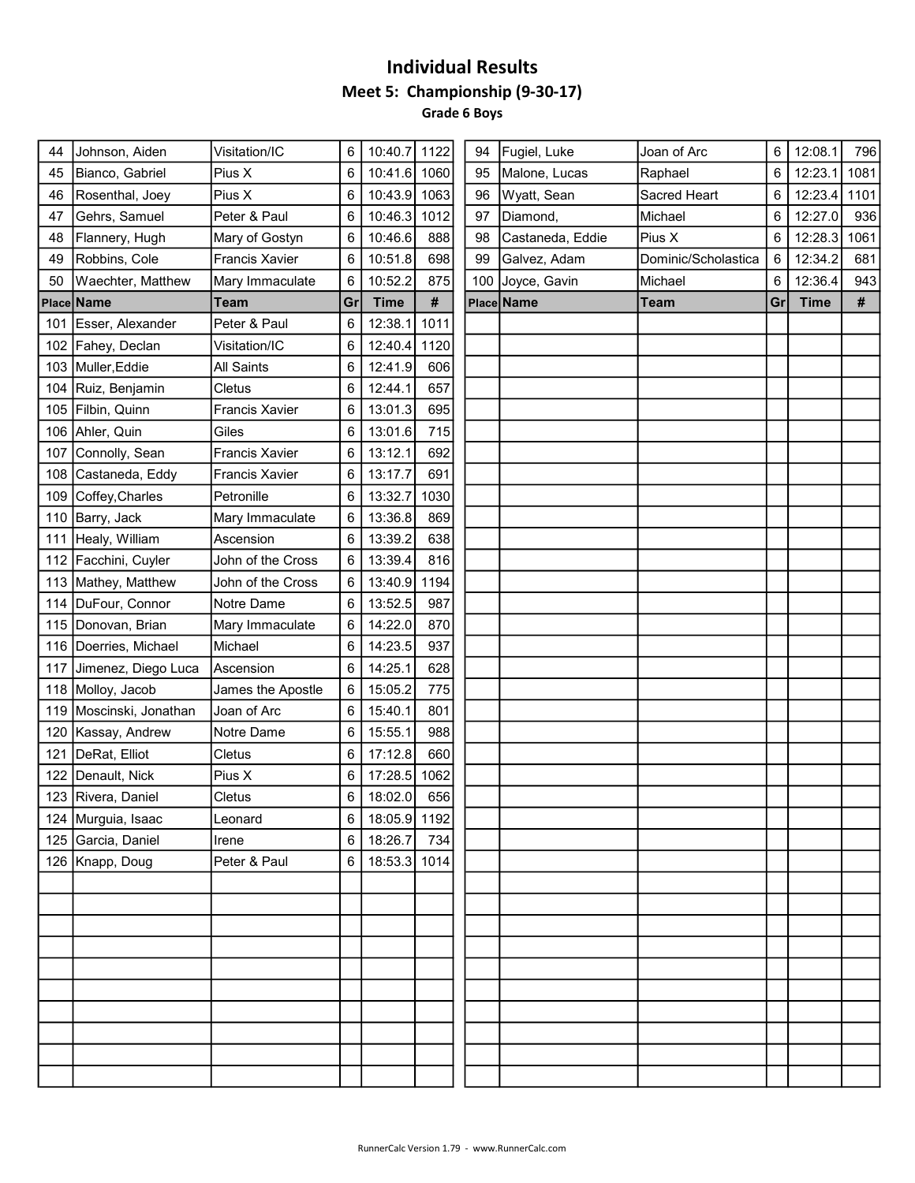# Individual Results

## Meet 5: Championship (9-30-17)

### Grade 6 Boys

| Place | Name | Team | Gr | Time | # |
|---|---|---|---|---|---|
| 44 | Johnson, Aiden | Visitation/IC | 6 | 10:40.7 | 1122 |
| 45 | Bianco, Gabriel | Pius X | 6 | 10:41.6 | 1060 |
| 46 | Rosenthal, Joey | Pius X | 6 | 10:43.9 | 1063 |
| 47 | Gehrs, Samuel | Peter & Paul | 6 | 10:46.3 | 1012 |
| 48 | Flannery, Hugh | Mary of Gostyn | 6 | 10:46.6 | 888 |
| 49 | Robbins, Cole | Francis Xavier | 6 | 10:51.8 | 698 |
| 50 | Waechter, Matthew | Mary Immaculate | 6 | 10:52.2 | 875 |
| 94 | Fugiel, Luke | Joan of Arc | 6 | 12:08.1 | 796 |
| 95 | Malone, Lucas | Raphael | 6 | 12:23.1 | 1081 |
| 96 | Wyatt, Sean | Sacred Heart | 6 | 12:23.4 | 1101 |
| 97 | Diamond, | Michael | 6 | 12:27.0 | 936 |
| 98 | Castaneda, Eddie | Pius X | 6 | 12:28.3 | 1061 |
| 99 | Galvez, Adam | Dominic/Scholastica | 6 | 12:34.2 | 681 |
| 100 | Joyce, Gavin | Michael | 6 | 12:36.4 | 943 |

| Place | Name | Team | Gr | Time | # |
|---|---|---|---|---|---|
| 101 | Esser, Alexander | Peter & Paul | 6 | 12:38.1 | 1011 |
| 102 | Fahey, Declan | Visitation/IC | 6 | 12:40.4 | 1120 |
| 103 | Muller,Eddie | All Saints | 6 | 12:41.9 | 606 |
| 104 | Ruiz, Benjamin | Cletus | 6 | 12:44.1 | 657 |
| 105 | Filbin, Quinn | Francis Xavier | 6 | 13:01.3 | 695 |
| 106 | Ahler, Quin | Giles | 6 | 13:01.6 | 715 |
| 107 | Connolly, Sean | Francis Xavier | 6 | 13:12.1 | 692 |
| 108 | Castaneda, Eddy | Francis Xavier | 6 | 13:17.7 | 691 |
| 109 | Coffey,Charles | Petronille | 6 | 13:32.7 | 1030 |
| 110 | Barry, Jack | Mary Immaculate | 6 | 13:36.8 | 869 |
| 111 | Healy, William | Ascension | 6 | 13:39.2 | 638 |
| 112 | Facchini, Cuyler | John of the Cross | 6 | 13:39.4 | 816 |
| 113 | Mathey, Matthew | John of the Cross | 6 | 13:40.9 | 1194 |
| 114 | DuFour, Connor | Notre Dame | 6 | 13:52.5 | 987 |
| 115 | Donovan, Brian | Mary Immaculate | 6 | 14:22.0 | 870 |
| 116 | Doerries, Michael | Michael | 6 | 14:23.5 | 937 |
| 117 | Jimenez, Diego Luca | Ascension | 6 | 14:25.1 | 628 |
| 118 | Molloy, Jacob | James the Apostle | 6 | 15:05.2 | 775 |
| 119 | Moscinski, Jonathan | Joan of Arc | 6 | 15:40.1 | 801 |
| 120 | Kassay, Andrew | Notre Dame | 6 | 15:55.1 | 988 |
| 121 | DeRat, Elliot | Cletus | 6 | 17:12.8 | 660 |
| 122 | Denault, Nick | Pius X | 6 | 17:28.5 | 1062 |
| 123 | Rivera, Daniel | Cletus | 6 | 18:02.0 | 656 |
| 124 | Murguia, Isaac | Leonard | 6 | 18:05.9 | 1192 |
| 125 | Garcia, Daniel | Irene | 6 | 18:26.7 | 734 |
| 126 | Knapp, Doug | Peter & Paul | 6 | 18:53.3 | 1014 |

RunnerCalc Version 1.79 - www.RunnerCalc.com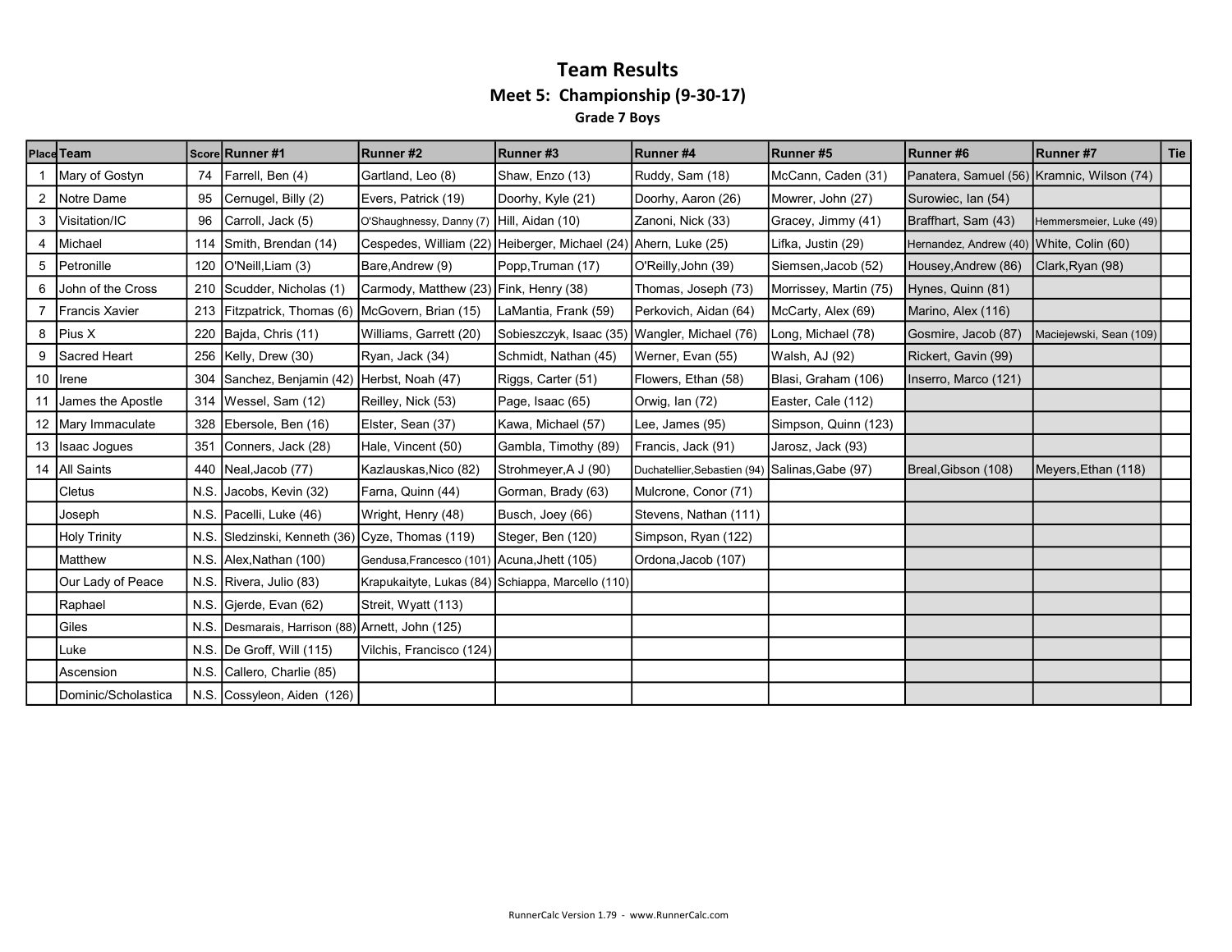# Team Results

## Meet 5: Championship (9-30-17)

### Grade 7 Boys

| Place | Team | Score | Runner #1 | Runner #2 | Runner #3 | Runner #4 | Runner #5 | Runner #6 | Runner #7 | Tie |
|---|---|---|---|---|---|---|---|---|---|---|
| 1 | Mary of Gostyn | 74 | Farrell, Ben (4) | Gartland, Leo (8) | Shaw, Enzo (13) | Ruddy, Sam (18) | McCann, Caden (31) | Panatera, Samuel (56) | Kramnic, Wilson (74) | |
| 2 | Notre Dame | 95 | Cernugel, Billy (2) | Evers, Patrick (19) | Doorhy, Kyle (21) | Doorhy, Aaron (26) | Mowrer, John (27) | Surowiec, Ian (54) | | |
| 3 | Visitation/IC | 96 | Carroll, Jack (5) | O'Shaughnessy, Danny (7) | Hill, Aidan (10) | Zanoni, Nick (33) | Gracey, Jimmy (41) | Braffhart, Sam (43) | Hemmersmeier, Luke (49) | |
| 4 | Michael | 114 | Smith, Brendan (14) | Cespedes, William (22) | Heiberger, Michael (24) | Ahern, Luke (25) | Lifka, Justin (29) | Hernandez, Andrew (40) | White, Colin (60) | |
| 5 | Petronille | 120 | O'Neill,Liam (3) | Bare,Andrew (9) | Popp,Truman (17) | O'Reilly,John (39) | Siemsen,Jacob (52) | Housey,Andrew (86) | Clark,Ryan (98) | |
| 6 | John of the Cross | 210 | Scudder, Nicholas (1) | Carmody, Matthew (23) | Fink, Henry (38) | Thomas, Joseph (73) | Morrissey, Martin (75) | Hynes, Quinn (81) | | |
| 7 | Francis Xavier | 213 | Fitzpatrick, Thomas (6) | McGovern, Brian (15) | LaMantia, Frank (59) | Perkovich, Aidan (64) | McCarty, Alex (69) | Marino, Alex (116) | | |
| 8 | Pius X | 220 | Bajda, Chris (11) | Williams, Garrett (20) | Sobieszczyk, Isaac (35) | Wangler, Michael (76) | Long, Michael (78) | Gosmire, Jacob (87) | Maciejewski, Sean (109) | |
| 9 | Sacred Heart | 256 | Kelly, Drew (30) | Ryan, Jack (34) | Schmidt, Nathan (45) | Werner, Evan (55) | Walsh, AJ (92) | Rickert, Gavin (99) | | |
| 10 | Irene | 304 | Sanchez, Benjamin (42) | Herbst, Noah (47) | Riggs, Carter (51) | Flowers, Ethan (58) | Blasi, Graham (106) | Inserro, Marco (121) | | |
| 11 | James the Apostle | 314 | Wessel, Sam (12) | Reilley, Nick (53) | Page, Isaac (65) | Orwig, Ian (72) | Easter, Cale (112) | | | |
| 12 | Mary Immaculate | 328 | Ebersole, Ben (16) | Elster, Sean (37) | Kawa, Michael (57) | Lee, James (95) | Simpson, Quinn (123) | | | |
| 13 | Isaac Jogues | 351 | Conners, Jack (28) | Hale, Vincent (50) | Gambla, Timothy (89) | Francis, Jack (91) | Jarosz, Jack (93) | | | |
| 14 | All Saints | 440 | Neal,Jacob (77) | Kazlauskas,Nico (82) | Strohmeyer,A J (90) | Duchatellier,Sebastien (94) | Salinas,Gabe (97) | Breal,Gibson (108) | Meyers,Ethan (118) | |
| | Cletus | N.S. | Jacobs, Kevin (32) | Farna, Quinn (44) | Gorman, Brady (63) | Mulcrone, Conor (71) | | | | |
| | Joseph | N.S. | Pacelli, Luke (46) | Wright, Henry (48) | Busch, Joey (66) | Stevens, Nathan (111) | | | | |
| | Holy Trinity | N.S. | Sledzinski, Kenneth (36) | Cyze, Thomas (119) | Steger, Ben (120) | Simpson, Ryan (122) | | | | |
| | Matthew | N.S. | Alex,Nathan (100) | Gendusa,Francesco (101) | Acuna,Jhett (105) | Ordona,Jacob (107) | | | | |
| | Our Lady of Peace | N.S. | Rivera, Julio (83) | Krapukaityte, Lukas (84) | Schiappa, Marcello (110) | | | | | |
| | Raphael | N.S. | Gjerde, Evan (62) | Streit, Wyatt (113) | | | | | | |
| | Giles | N.S. | Desmarais, Harrison (88) | Arnett, John (125) | | | | | | |
| | Luke | N.S. | De Groff, Will (115) | Vilchis, Francisco (124) | | | | | | |
| | Ascension | N.S. | Callero, Charlie (85) | | | | | | | |
| | Dominic/Scholastica | N.S. | Cossyleon, Aiden (126) | | | | | | | |

RunnerCalc Version 1.79 - www.RunnerCalc.com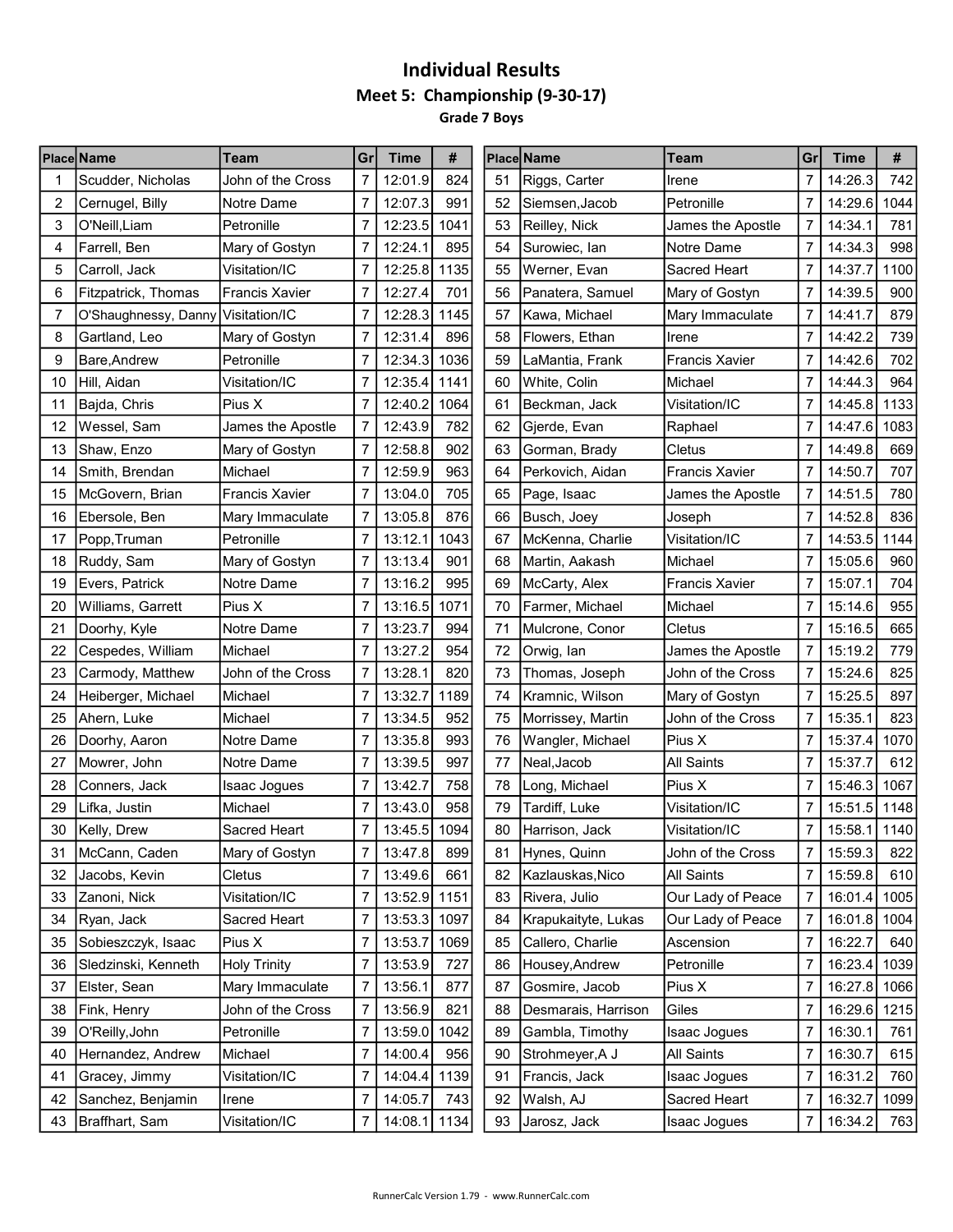# Individual Results

## Meet 5: Championship (9-30-17)

### Grade 7 Boys

| Place | Name | Team | Gr | Time | # |
|---|---|---|---|---|---|
| 1 | Scudder, Nicholas | John of the Cross | 7 | 12:01.9 | 824 |
| 2 | Cernugel, Billy | Notre Dame | 7 | 12:07.3 | 991 |
| 3 | O'Neill,Liam | Petronille | 7 | 12:23.5 | 1041 |
| 4 | Farrell, Ben | Mary of Gostyn | 7 | 12:24.1 | 895 |
| 5 | Carroll, Jack | Visitation/IC | 7 | 12:25.8 | 1135 |
| 6 | Fitzpatrick, Thomas | Francis Xavier | 7 | 12:27.4 | 701 |
| 7 | O'Shaughnessy, Danny | Visitation/IC | 7 | 12:28.3 | 1145 |
| 8 | Gartland, Leo | Mary of Gostyn | 7 | 12:31.4 | 896 |
| 9 | Bare,Andrew | Petronille | 7 | 12:34.3 | 1036 |
| 10 | Hill, Aidan | Visitation/IC | 7 | 12:35.4 | 1141 |
| 11 | Bajda, Chris | Pius X | 7 | 12:40.2 | 1064 |
| 12 | Wessel, Sam | James the Apostle | 7 | 12:43.9 | 782 |
| 13 | Shaw, Enzo | Mary of Gostyn | 7 | 12:58.8 | 902 |
| 14 | Smith, Brendan | Michael | 7 | 12:59.9 | 963 |
| 15 | McGovern, Brian | Francis Xavier | 7 | 13:04.0 | 705 |
| 16 | Ebersole, Ben | Mary Immaculate | 7 | 13:05.8 | 876 |
| 17 | Popp,Truman | Petronille | 7 | 13:12.1 | 1043 |
| 18 | Ruddy, Sam | Mary of Gostyn | 7 | 13:13.4 | 901 |
| 19 | Evers, Patrick | Notre Dame | 7 | 13:16.2 | 995 |
| 20 | Williams, Garrett | Pius X | 7 | 13:16.5 | 1071 |
| 21 | Doorhy, Kyle | Notre Dame | 7 | 13:23.7 | 994 |
| 22 | Cespedes, William | Michael | 7 | 13:27.2 | 954 |
| 23 | Carmody, Matthew | John of the Cross | 7 | 13:28.1 | 820 |
| 24 | Heiberger, Michael | Michael | 7 | 13:32.7 | 1189 |
| 25 | Ahern, Luke | Michael | 7 | 13:34.5 | 952 |
| 26 | Doorhy, Aaron | Notre Dame | 7 | 13:35.8 | 993 |
| 27 | Mowrer, John | Notre Dame | 7 | 13:39.5 | 997 |
| 28 | Conners, Jack | Isaac Jogues | 7 | 13:42.7 | 758 |
| 29 | Lifka, Justin | Michael | 7 | 13:43.0 | 958 |
| 30 | Kelly, Drew | Sacred Heart | 7 | 13:45.5 | 1094 |
| 31 | McCann, Caden | Mary of Gostyn | 7 | 13:47.8 | 899 |
| 32 | Jacobs, Kevin | Cletus | 7 | 13:49.6 | 661 |
| 33 | Zanoni, Nick | Visitation/IC | 7 | 13:52.9 | 1151 |
| 34 | Ryan, Jack | Sacred Heart | 7 | 13:53.3 | 1097 |
| 35 | Sobieszczyk, Isaac | Pius X | 7 | 13:53.7 | 1069 |
| 36 | Sledzinski, Kenneth | Holy Trinity | 7 | 13:53.9 | 727 |
| 37 | Elster, Sean | Mary Immaculate | 7 | 13:56.1 | 877 |
| 38 | Fink, Henry | John of the Cross | 7 | 13:56.9 | 821 |
| 39 | O'Reilly,John | Petronille | 7 | 13:59.0 | 1042 |
| 40 | Hernandez, Andrew | Michael | 7 | 14:00.4 | 956 |
| 41 | Gracey, Jimmy | Visitation/IC | 7 | 14:04.4 | 1139 |
| 42 | Sanchez, Benjamin | Irene | 7 | 14:05.7 | 743 |
| 43 | Braffhart, Sam | Visitation/IC | 7 | 14:08.1 | 1134 |
| 51 | Riggs, Carter | Irene | 7 | 14:26.3 | 742 |
| 52 | Siemsen,Jacob | Petronille | 7 | 14:29.6 | 1044 |
| 53 | Reilley, Nick | James the Apostle | 7 | 14:34.1 | 781 |
| 54 | Surowiec, Ian | Notre Dame | 7 | 14:34.3 | 998 |
| 55 | Werner, Evan | Sacred Heart | 7 | 14:37.7 | 1100 |
| 56 | Panatera, Samuel | Mary of Gostyn | 7 | 14:39.5 | 900 |
| 57 | Kawa, Michael | Mary Immaculate | 7 | 14:41.7 | 879 |
| 58 | Flowers, Ethan | Irene | 7 | 14:42.2 | 739 |
| 59 | LaMantia, Frank | Francis Xavier | 7 | 14:42.6 | 702 |
| 60 | White, Colin | Michael | 7 | 14:44.3 | 964 |
| 61 | Beckman, Jack | Visitation/IC | 7 | 14:45.8 | 1133 |
| 62 | Gjerde, Evan | Raphael | 7 | 14:47.6 | 1083 |
| 63 | Gorman, Brady | Cletus | 7 | 14:49.8 | 669 |
| 64 | Perkovich, Aidan | Francis Xavier | 7 | 14:50.7 | 707 |
| 65 | Page, Isaac | James the Apostle | 7 | 14:51.5 | 780 |
| 66 | Busch, Joey | Joseph | 7 | 14:52.8 | 836 |
| 67 | McKenna, Charlie | Visitation/IC | 7 | 14:53.5 | 1144 |
| 68 | Martin, Aakash | Michael | 7 | 15:05.6 | 960 |
| 69 | McCarty, Alex | Francis Xavier | 7 | 15:07.1 | 704 |
| 70 | Farmer, Michael | Michael | 7 | 15:14.6 | 955 |
| 71 | Mulcrone, Conor | Cletus | 7 | 15:16.5 | 665 |
| 72 | Orwig, Ian | James the Apostle | 7 | 15:19.2 | 779 |
| 73 | Thomas, Joseph | John of the Cross | 7 | 15:24.6 | 825 |
| 74 | Kramnic, Wilson | Mary of Gostyn | 7 | 15:25.5 | 897 |
| 75 | Morrissey, Martin | John of the Cross | 7 | 15:35.1 | 823 |
| 76 | Wangler, Michael | Pius X | 7 | 15:37.4 | 1070 |
| 77 | Neal,Jacob | All Saints | 7 | 15:37.7 | 612 |
| 78 | Long, Michael | Pius X | 7 | 15:46.3 | 1067 |
| 79 | Tardiff, Luke | Visitation/IC | 7 | 15:51.5 | 1148 |
| 80 | Harrison, Jack | Visitation/IC | 7 | 15:58.1 | 1140 |
| 81 | Hynes, Quinn | John of the Cross | 7 | 15:59.3 | 822 |
| 82 | Kazlauskas,Nico | All Saints | 7 | 15:59.8 | 610 |
| 83 | Rivera, Julio | Our Lady of Peace | 7 | 16:01.4 | 1005 |
| 84 | Krapukaityte, Lukas | Our Lady of Peace | 7 | 16:01.8 | 1004 |
| 85 | Callero, Charlie | Ascension | 7 | 16:22.7 | 640 |
| 86 | Housey,Andrew | Petronille | 7 | 16:23.4 | 1039 |
| 87 | Gosmire, Jacob | Pius X | 7 | 16:27.8 | 1066 |
| 88 | Desmarais, Harrison | Giles | 7 | 16:29.6 | 1215 |
| 89 | Gambla, Timothy | Isaac Jogues | 7 | 16:30.1 | 761 |
| 90 | Strohmeyer,A J | All Saints | 7 | 16:30.7 | 615 |
| 91 | Francis, Jack | Isaac Jogues | 7 | 16:31.2 | 760 |
| 92 | Walsh, AJ | Sacred Heart | 7 | 16:32.7 | 1099 |
| 93 | Jarosz, Jack | Isaac Jogues | 7 | 16:34.2 | 763 |

RunnerCalc Version 1.79 - www.RunnerCalc.com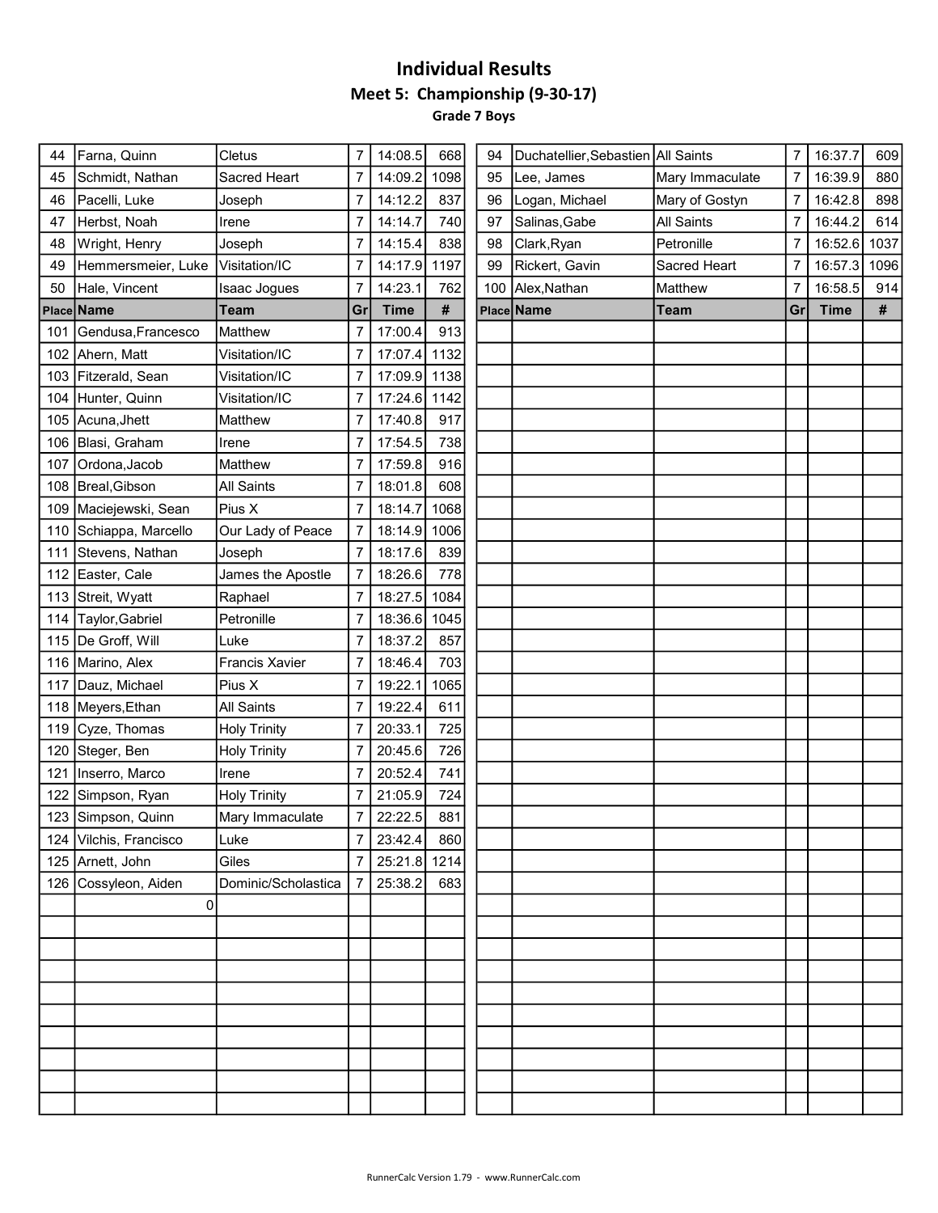# Individual Results

## Meet 5: Championship (9-30-17)

### Grade 7 Boys

| Place | Name | Team | Gr | Time | # |
|---|---|---|---|---|---|
| 44 | Farna, Quinn | Cletus | 7 | 14:08.5 | 668 |
| 45 | Schmidt, Nathan | Sacred Heart | 7 | 14:09.2 | 1098 |
| 46 | Pacelli, Luke | Joseph | 7 | 14:12.2 | 837 |
| 47 | Herbst, Noah | Irene | 7 | 14:14.7 | 740 |
| 48 | Wright, Henry | Joseph | 7 | 14:15.4 | 838 |
| 49 | Hemmersmeier, Luke | Visitation/IC | 7 | 14:17.9 | 1197 |
| 50 | Hale, Vincent | Isaac Jogues | 7 | 14:23.1 | 762 |
| 94 | Duchatellier,Sebastien | All Saints | 7 | 16:37.7 | 609 |
| 95 | Lee, James | Mary Immaculate | 7 | 16:39.9 | 880 |
| 96 | Logan, Michael | Mary of Gostyn | 7 | 16:42.8 | 898 |
| 97 | Salinas,Gabe | All Saints | 7 | 16:44.2 | 614 |
| 98 | Clark,Ryan | Petronille | 7 | 16:52.6 | 1037 |
| 99 | Rickert, Gavin | Sacred Heart | 7 | 16:57.3 | 1096 |
| 100 | Alex,Nathan | Matthew | 7 | 16:58.5 | 914 |
| 101 | Gendusa,Francesco | Matthew | 7 | 17:00.4 | 913 |
| 102 | Ahern, Matt | Visitation/IC | 7 | 17:07.4 | 1132 |
| 103 | Fitzerald, Sean | Visitation/IC | 7 | 17:09.9 | 1138 |
| 104 | Hunter, Quinn | Visitation/IC | 7 | 17:24.6 | 1142 |
| 105 | Acuna,Jhett | Matthew | 7 | 17:40.8 | 917 |
| 106 | Blasi, Graham | Irene | 7 | 17:54.5 | 738 |
| 107 | Ordona,Jacob | Matthew | 7 | 17:59.8 | 916 |
| 108 | Breal,Gibson | All Saints | 7 | 18:01.8 | 608 |
| 109 | Maciejewski, Sean | Pius X | 7 | 18:14.7 | 1068 |
| 110 | Schiappa, Marcello | Our Lady of Peace | 7 | 18:14.9 | 1006 |
| 111 | Stevens, Nathan | Joseph | 7 | 18:17.6 | 839 |
| 112 | Easter, Cale | James the Apostle | 7 | 18:26.6 | 778 |
| 113 | Streit, Wyatt | Raphael | 7 | 18:27.5 | 1084 |
| 114 | Taylor,Gabriel | Petronille | 7 | 18:36.6 | 1045 |
| 115 | De Groff, Will | Luke | 7 | 18:37.2 | 857 |
| 116 | Marino, Alex | Francis Xavier | 7 | 18:46.4 | 703 |
| 117 | Dauz, Michael | Pius X | 7 | 19:22.1 | 1065 |
| 118 | Meyers,Ethan | All Saints | 7 | 19:22.4 | 611 |
| 119 | Cyze, Thomas | Holy Trinity | 7 | 20:33.1 | 725 |
| 120 | Steger, Ben | Holy Trinity | 7 | 20:45.6 | 726 |
| 121 | Inserro, Marco | Irene | 7 | 20:52.4 | 741 |
| 122 | Simpson, Ryan | Holy Trinity | 7 | 21:05.9 | 724 |
| 123 | Simpson, Quinn | Mary Immaculate | 7 | 22:22.5 | 881 |
| 124 | Vilchis, Francisco | Luke | 7 | 23:42.4 | 860 |
| 125 | Arnett, John | Giles | 7 | 25:21.8 | 1214 |
| 126 | Cossyleon, Aiden | Dominic/Scholastica | 7 | 25:38.2 | 683 |
| | 0 | | | | |

RunnerCalc Version 1.79 - www.RunnerCalc.com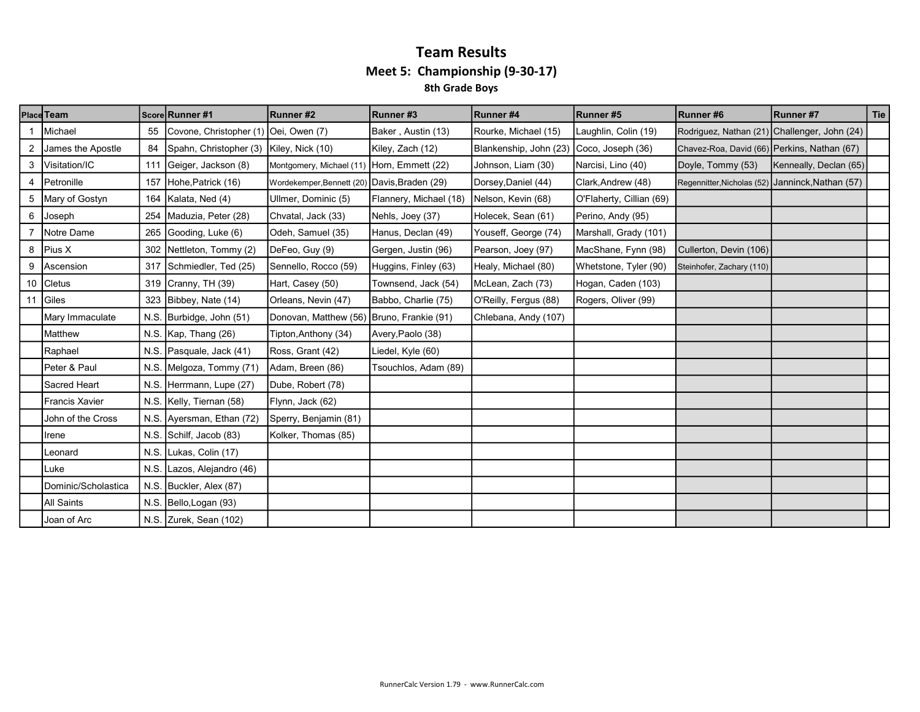# Team Results

## Meet 5: Championship (9-30-17)

### 8th Grade Boys

| Place | Team | Score | Runner #1 | Runner #2 | Runner #3 | Runner #4 | Runner #5 | Runner #6 | Runner #7 | Tie |
|---|---|---|---|---|---|---|---|---|---|---|
| 1 | Michael | 55 | Covone, Christopher (1) | Oei, Owen (7) | Baker , Austin (13) | Rourke, Michael (15) | Laughlin, Colin (19) | Rodriguez, Nathan (21) | Challenger, John (24) | |
| 2 | James the Apostle | 84 | Spahn, Christopher (3) | Kiley, Nick (10) | Kiley, Zach (12) | Blankenship, John (23) | Coco, Joseph (36) | Chavez-Roa, David (66) | Perkins, Nathan (67) | |
| 3 | Visitation/IC | 111 | Geiger, Jackson (8) | Montgomery, Michael (11) | Horn, Emmett (22) | Johnson, Liam (30) | Narcisi, Lino (40) | Doyle, Tommy (53) | Kenneally, Declan (65) | |
| 4 | Petronille | 157 | Hohe,Patrick (16) | Wordekemper,Bennett (20) | Davis,Braden (29) | Dorsey,Daniel (44) | Clark,Andrew (48) | Regennitter,Nicholas (52) | Janninck,Nathan (57) | |
| 5 | Mary of Gostyn | 164 | Kalata, Ned (4) | Ullmer, Dominic (5) | Flannery, Michael (18) | Nelson, Kevin (68) | O'Flaherty, Cillian (69) | | | |
| 6 | Joseph | 254 | Maduzia, Peter (28) | Chvatal, Jack (33) | Nehls, Joey (37) | Holecek, Sean (61) | Perino, Andy (95) | | | |
| 7 | Notre Dame | 265 | Gooding, Luke (6) | Odeh, Samuel (35) | Hanus, Declan (49) | Youseff, George (74) | Marshall, Grady (101) | | | |
| 8 | Pius X | 302 | Nettleton, Tommy (2) | DeFeo, Guy (9) | Gergen, Justin (96) | Pearson, Joey (97) | MacShane, Fynn (98) | Cullerton, Devin (106) | | |
| 9 | Ascension | 317 | Schmiedler, Ted (25) | Sennello, Rocco (59) | Huggins, Finley (63) | Healy, Michael (80) | Whetstone, Tyler (90) | Steinhofer, Zachary (110) | | |
| 10 | Cletus | 319 | Cranny, TH (39) | Hart, Casey (50) | Townsend, Jack (54) | McLean, Zach (73) | Hogan, Caden (103) | | | |
| 11 | Giles | 323 | Bibbey, Nate (14) | Orleans, Nevin (47) | Babbo, Charlie (75) | O'Reilly, Fergus (88) | Rogers, Oliver (99) | | | |
| | Mary Immaculate | N.S. | Burbidge, John (51) | Donovan, Matthew (56) | Bruno, Frankie (91) | Chlebana, Andy (107) | | | | |
| | Matthew | N.S. | Kap, Thang (26) | Tipton,Anthony (34) | Avery,Paolo (38) | | | | | |
| | Raphael | N.S. | Pasquale, Jack (41) | Ross, Grant (42) | Liedel, Kyle (60) | | | | | |
| | Peter & Paul | N.S. | Melgoza, Tommy (71) | Adam, Breen (86) | Tsouchlos, Adam (89) | | | | | |
| | Sacred Heart | N.S. | Herrmann, Lupe (27) | Dube, Robert (78) | | | | | | |
| | Francis Xavier | N.S. | Kelly, Tiernan (58) | Flynn, Jack (62) | | | | | | |
| | John of the Cross | N.S. | Ayersman, Ethan (72) | Sperry, Benjamin (81) | | | | | | |
| | Irene | N.S. | Schilf, Jacob (83) | Kolker, Thomas (85) | | | | | | |
| | Leonard | N.S. | Lukas, Colin (17) | | | | | | | |
| | Luke | N.S. | Lazos, Alejandro (46) | | | | | | | |
| | Dominic/Scholastica | N.S. | Buckler, Alex (87) | | | | | | | |
| | All Saints | N.S. | Bello,Logan (93) | | | | | | | |
| | Joan of Arc | N.S. | Zurek, Sean (102) | | | | | | | |

RunnerCalc Version 1.79 - www.RunnerCalc.com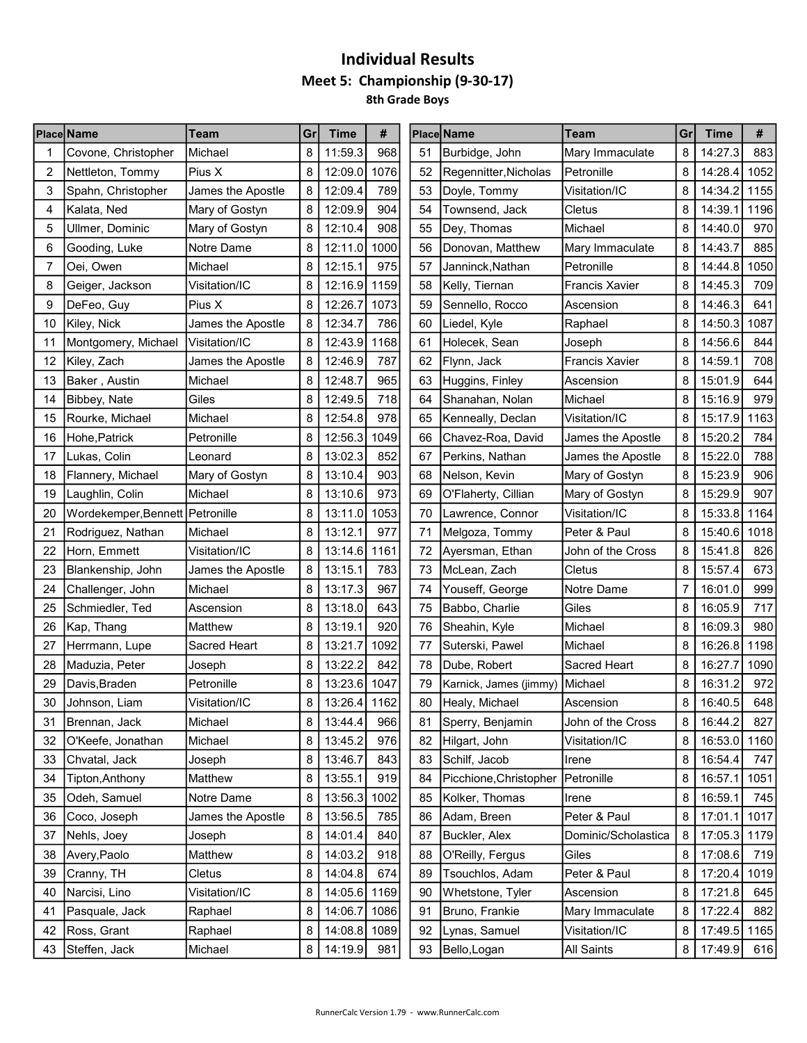# Individual Results

## Meet 5: Championship (9-30-17)

### 8th Grade Boys

| Place | Name | Team | Gr | Time | # |
|---|---|---|---|---|---|
| 1 | Covone, Christopher | Michael | 8 | 11:59.3 | 968 |
| 2 | Nettleton, Tommy | Pius X | 8 | 12:09.0 | 1076 |
| 3 | Spahn, Christopher | James the Apostle | 8 | 12:09.4 | 789 |
| 4 | Kalata, Ned | Mary of Gostyn | 8 | 12:09.9 | 904 |
| 5 | Ullmer, Dominic | Mary of Gostyn | 8 | 12:10.4 | 908 |
| 6 | Gooding, Luke | Notre Dame | 8 | 12:11.0 | 1000 |
| 7 | Oei, Owen | Michael | 8 | 12:15.1 | 975 |
| 8 | Geiger, Jackson | Visitation/IC | 8 | 12:16.9 | 1159 |
| 9 | DeFeo, Guy | Pius X | 8 | 12:26.7 | 1073 |
| 10 | Kiley, Nick | James the Apostle | 8 | 12:34.7 | 786 |
| 11 | Montgomery, Michael | Visitation/IC | 8 | 12:43.9 | 1168 |
| 12 | Kiley, Zach | James the Apostle | 8 | 12:46.9 | 787 |
| 13 | Baker , Austin | Michael | 8 | 12:48.7 | 965 |
| 14 | Bibbey, Nate | Giles | 8 | 12:49.5 | 718 |
| 15 | Rourke, Michael | Michael | 8 | 12:54.8 | 978 |
| 16 | Hohe,Patrick | Petronille | 8 | 12:56.3 | 1049 |
| 17 | Lukas, Colin | Leonard | 8 | 13:02.3 | 852 |
| 18 | Flannery, Michael | Mary of Gostyn | 8 | 13:10.4 | 903 |
| 19 | Laughlin, Colin | Michael | 8 | 13:10.6 | 973 |
| 20 | Wordekemper,Bennett | Petronille | 8 | 13:11.0 | 1053 |
| 21 | Rodriguez, Nathan | Michael | 8 | 13:12.1 | 977 |
| 22 | Horn, Emmett | Visitation/IC | 8 | 13:14.6 | 1161 |
| 23 | Blankenship, John | James the Apostle | 8 | 13:15.1 | 783 |
| 24 | Challenger, John | Michael | 8 | 13:17.3 | 967 |
| 25 | Schmiedler, Ted | Ascension | 8 | 13:18.0 | 643 |
| 26 | Kap, Thang | Matthew | 8 | 13:19.1 | 920 |
| 27 | Herrmann, Lupe | Sacred Heart | 8 | 13:21.7 | 1092 |
| 28 | Maduzia, Peter | Joseph | 8 | 13:22.2 | 842 |
| 29 | Davis,Braden | Petronille | 8 | 13:23.6 | 1047 |
| 30 | Johnson, Liam | Visitation/IC | 8 | 13:26.4 | 1162 |
| 31 | Brennan, Jack | Michael | 8 | 13:44.4 | 966 |
| 32 | O'Keefe, Jonathan | Michael | 8 | 13:45.2 | 976 |
| 33 | Chvatal, Jack | Joseph | 8 | 13:46.7 | 843 |
| 34 | Tipton,Anthony | Matthew | 8 | 13:55.1 | 919 |
| 35 | Odeh, Samuel | Notre Dame | 8 | 13:56.3 | 1002 |
| 36 | Coco, Joseph | James the Apostle | 8 | 13:56.5 | 785 |
| 37 | Nehls, Joey | Joseph | 8 | 14:01.4 | 840 |
| 38 | Avery,Paolo | Matthew | 8 | 14:03.2 | 918 |
| 39 | Cranny, TH | Cletus | 8 | 14:04.8 | 674 |
| 40 | Narcisi, Lino | Visitation/IC | 8 | 14:05.6 | 1169 |
| 41 | Pasquale, Jack | Raphael | 8 | 14:06.7 | 1086 |
| 42 | Ross, Grant | Raphael | 8 | 14:08.8 | 1089 |
| 43 | Steffen, Jack | Michael | 8 | 14:19.9 | 981 |
| 51 | Burbidge, John | Mary Immaculate | 8 | 14:27.3 | 883 |
| 52 | Regennitter,Nicholas | Petronille | 8 | 14:28.4 | 1052 |
| 53 | Doyle, Tommy | Visitation/IC | 8 | 14:34.2 | 1155 |
| 54 | Townsend, Jack | Cletus | 8 | 14:39.1 | 1196 |
| 55 | Dey, Thomas | Michael | 8 | 14:40.0 | 970 |
| 56 | Donovan, Matthew | Mary Immaculate | 8 | 14:43.7 | 885 |
| 57 | Janninck,Nathan | Petronille | 8 | 14:44.8 | 1050 |
| 58 | Kelly, Tiernan | Francis Xavier | 8 | 14:45.3 | 709 |
| 59 | Sennello, Rocco | Ascension | 8 | 14:46.3 | 641 |
| 60 | Liedel, Kyle | Raphael | 8 | 14:50.3 | 1087 |
| 61 | Holecek, Sean | Joseph | 8 | 14:56.6 | 844 |
| 62 | Flynn, Jack | Francis Xavier | 8 | 14:59.1 | 708 |
| 63 | Huggins, Finley | Ascension | 8 | 15:01.9 | 644 |
| 64 | Shanahan, Nolan | Michael | 8 | 15:16.9 | 979 |
| 65 | Kenneally, Declan | Visitation/IC | 8 | 15:17.9 | 1163 |
| 66 | Chavez-Roa, David | James the Apostle | 8 | 15:20.2 | 784 |
| 67 | Perkins, Nathan | James the Apostle | 8 | 15:22.0 | 788 |
| 68 | Nelson, Kevin | Mary of Gostyn | 8 | 15:23.9 | 906 |
| 69 | O'Flaherty, Cillian | Mary of Gostyn | 8 | 15:29.9 | 907 |
| 70 | Lawrence, Connor | Visitation/IC | 8 | 15:33.8 | 1164 |
| 71 | Melgoza, Tommy | Peter & Paul | 8 | 15:40.6 | 1018 |
| 72 | Ayersman, Ethan | John of the Cross | 8 | 15:41.8 | 826 |
| 73 | McLean, Zach | Cletus | 8 | 15:57.4 | 673 |
| 74 | Youseff, George | Notre Dame | 7 | 16:01.0 | 999 |
| 75 | Babbo, Charlie | Giles | 8 | 16:05.9 | 717 |
| 76 | Sheahin, Kyle | Michael | 8 | 16:09.3 | 980 |
| 77 | Suterski, Pawel | Michael | 8 | 16:26.8 | 1198 |
| 78 | Dube, Robert | Sacred Heart | 8 | 16:27.7 | 1090 |
| 79 | Karnick, James (jimmy) | Michael | 8 | 16:31.2 | 972 |
| 80 | Healy, Michael | Ascension | 8 | 16:40.5 | 648 |
| 81 | Sperry, Benjamin | John of the Cross | 8 | 16:44.2 | 827 |
| 82 | Hilgart, John | Visitation/IC | 8 | 16:53.0 | 1160 |
| 83 | Schilf, Jacob | Irene | 8 | 16:54.4 | 747 |
| 84 | Picchione,Christopher | Petronille | 8 | 16:57.1 | 1051 |
| 85 | Kolker, Thomas | Irene | 8 | 16:59.1 | 745 |
| 86 | Adam, Breen | Peter & Paul | 8 | 17:01.1 | 1017 |
| 87 | Buckler, Alex | Dominic/Scholastica | 8 | 17:05.3 | 1179 |
| 88 | O'Reilly, Fergus | Giles | 8 | 17:08.6 | 719 |
| 89 | Tsouchlos, Adam | Peter & Paul | 8 | 17:20.4 | 1019 |
| 90 | Whetstone, Tyler | Ascension | 8 | 17:21.8 | 645 |
| 91 | Bruno, Frankie | Mary Immaculate | 8 | 17:22.4 | 882 |
| 92 | Lynas, Samuel | Visitation/IC | 8 | 17:49.5 | 1165 |
| 93 | Bello,Logan | All Saints | 8 | 17:49.9 | 616 |

RunnerCalc Version 1.79 - www.RunnerCalc.com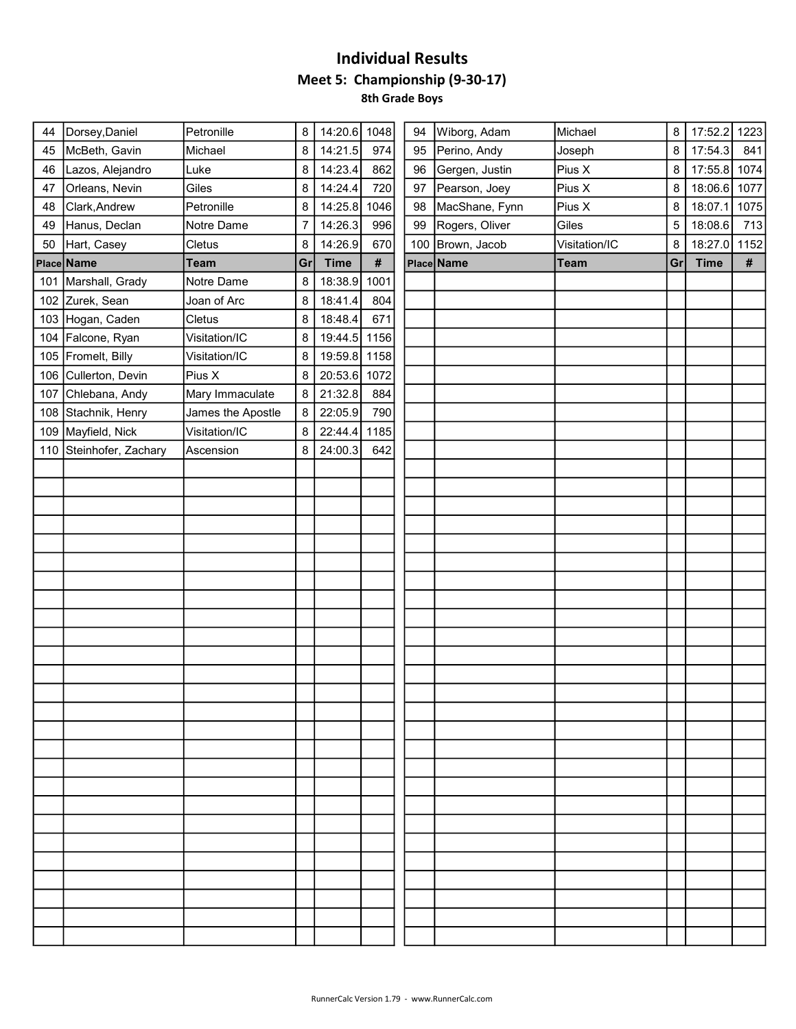# Individual Results

## Meet 5: Championship (9-30-17)

### 8th Grade Boys

| Place | Name | Team | Gr | Time | # |
|---|---|---|---|---|---|
| 44 | Dorsey,Daniel | Petronille | 8 | 14:20.6 | 1048 |
| 45 | McBeth, Gavin | Michael | 8 | 14:21.5 | 974 |
| 46 | Lazos, Alejandro | Luke | 8 | 14:23.4 | 862 |
| 47 | Orleans, Nevin | Giles | 8 | 14:24.4 | 720 |
| 48 | Clark,Andrew | Petronille | 8 | 14:25.8 | 1046 |
| 49 | Hanus, Declan | Notre Dame | 7 | 14:26.3 | 996 |
| 50 | Hart, Casey | Cletus | 8 | 14:26.9 | 670 |
| 94 | Wiborg, Adam | Michael | 8 | 17:52.2 | 1223 |
| 95 | Perino, Andy | Joseph | 8 | 17:54.3 | 841 |
| 96 | Gergen, Justin | Pius X | 8 | 17:55.8 | 1074 |
| 97 | Pearson, Joey | Pius X | 8 | 18:06.6 | 1077 |
| 98 | MacShane, Fynn | Pius X | 8 | 18:07.1 | 1075 |
| 99 | Rogers, Oliver | Giles | 5 | 18:08.6 | 713 |
| 100 | Brown, Jacob | Visitation/IC | 8 | 18:27.0 | 1152 |
| 101 | Marshall, Grady | Notre Dame | 8 | 18:38.9 | 1001 |
| 102 | Zurek, Sean | Joan of Arc | 8 | 18:41.4 | 804 |
| 103 | Hogan, Caden | Cletus | 8 | 18:48.4 | 671 |
| 104 | Falcone, Ryan | Visitation/IC | 8 | 19:44.5 | 1156 |
| 105 | Fromelt, Billy | Visitation/IC | 8 | 19:59.8 | 1158 |
| 106 | Cullerton, Devin | Pius X | 8 | 20:53.6 | 1072 |
| 107 | Chlebana, Andy | Mary Immaculate | 8 | 21:32.8 | 884 |
| 108 | Stachnik, Henry | James the Apostle | 8 | 22:05.9 | 790 |
| 109 | Mayfield, Nick | Visitation/IC | 8 | 22:44.4 | 1185 |
| 110 | Steinhofer, Zachary | Ascension | 8 | 24:00.3 | 642 |

RunnerCalc Version 1.79 - www.RunnerCalc.com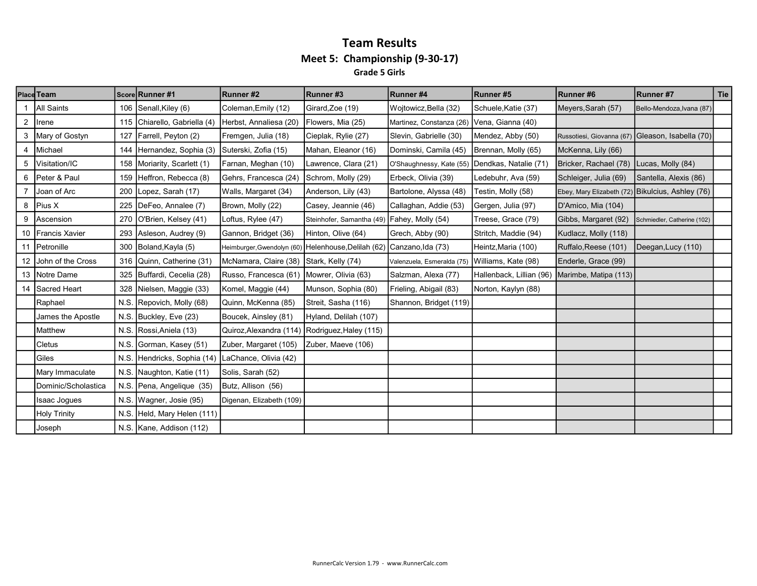# Team Results

## Meet 5: Championship (9-30-17)

### Grade 5 Girls

| Place | Team | Score | Runner #1 | Runner #2 | Runner #3 | Runner #4 | Runner #5 | Runner #6 | Runner #7 | Tie |
|---|---|---|---|---|---|---|---|---|---|---|
| 1 | All Saints | 106 | Senall,Kiley (6) | Coleman,Emily (12) | Girard,Zoe (19) | Wojtowicz,Bella (32) | Schuele,Katie (37) | Meyers,Sarah (57) | Bello-Mendoza,Ivana (87) | |
| 2 | Irene | 115 | Chiarello, Gabriella (4) | Herbst, Annaliesa (20) | Flowers, Mia (25) | Martinez, Constanza (26) | Vena, Gianna (40) | | | |
| 3 | Mary of Gostyn | 127 | Farrell, Peyton (2) | Fremgen, Julia (18) | Cieplak, Rylie (27) | Slevin, Gabrielle (30) | Mendez, Abby (50) | Russotiesi, Giovanna (67) | Gleason, Isabella (70) | |
| 4 | Michael | 144 | Hernandez, Sophia (3) | Suterski, Zofia (15) | Mahan, Eleanor (16) | Dominski, Camila (45) | Brennan, Molly (65) | McKenna, Lily (66) | | |
| 5 | Visitation/IC | 158 | Moriarity, Scarlett (1) | Farnan, Meghan (10) | Lawrence, Clara (21) | O'Shaughnessy, Kate (55) | Dendkas, Natalie (71) | Bricker, Rachael (78) | Lucas, Molly (84) | |
| 6 | Peter & Paul | 159 | Heffron, Rebecca (8) | Gehrs, Francesca (24) | Schrom, Molly (29) | Erbeck, Olivia (39) | Ledebuhr, Ava (59) | Schleiger, Julia (69) | Santella, Alexis (86) | |
| 7 | Joan of Arc | 200 | Lopez, Sarah (17) | Walls, Margaret (34) | Anderson, Lily (43) | Bartolone, Alyssa (48) | Testin, Molly (58) | Ebey, Mary Elizabeth (72) | Bikulcius, Ashley (76) | |
| 8 | Pius X | 225 | DeFeo, Annalee (7) | Brown, Molly (22) | Casey, Jeannie (46) | Callaghan, Addie (53) | Gergen, Julia (97) | D'Amico, Mia (104) | | |
| 9 | Ascension | 270 | O'Brien, Kelsey (41) | Loftus, Rylee (47) | Steinhofer, Samantha (49) | Fahey, Molly (54) | Treese, Grace (79) | Gibbs, Margaret (92) | Schmiedler, Catherine (102) | |
| 10 | Francis Xavier | 293 | Asleson, Audrey (9) | Gannon, Bridget (36) | Hinton, Olive (64) | Grech, Abby (90) | Stritch, Maddie (94) | Kudlacz, Molly (118) | | |
| 11 | Petronille | 300 | Boland,Kayla (5) | Heimburger,Gwendolyn (60) | Helenhouse,Delilah (62) | Canzano,Ida (73) | Heintz,Maria (100) | Ruffalo,Reese (101) | Deegan,Lucy (110) | |
| 12 | John of the Cross | 316 | Quinn, Catherine (31) | McNamara, Claire (38) | Stark, Kelly (74) | Valenzuela, Esmeralda (75) | Williams, Kate (98) | Enderle, Grace (99) | | |
| 13 | Notre Dame | 325 | Buffardi, Cecelia (28) | Russo, Francesca (61) | Mowrer, Olivia (63) | Salzman, Alexa (77) | Hallenback, Lillian (96) | Marimbe, Matipa (113) | | |
| 14 | Sacred Heart | 328 | Nielsen, Maggie (33) | Komel, Maggie (44) | Munson, Sophia (80) | Frieling, Abigail (83) | Norton, Kaylyn (88) | | | |
| | Raphael | N.S. | Repovich, Molly (68) | Quinn, McKenna (85) | Streit, Sasha (116) | Shannon, Bridget (119) | | | | |
| | James the Apostle | N.S. | Buckley, Eve (23) | Boucek, Ainsley (81) | Hyland, Delilah (107) | | | | | |
| | Matthew | N.S. | Rossi,Aniela (13) | Quiroz,Alexandra (114) | Rodriguez,Haley (115) | | | | | |
| | Cletus | N.S. | Gorman, Kasey (51) | Zuber, Margaret (105) | Zuber, Maeve (106) | | | | | |
| | Giles | N.S. | Hendricks, Sophia (14) | LaChance, Olivia (42) | | | | | | |
| | Mary Immaculate | N.S. | Naughton, Katie (11) | Solis, Sarah (52) | | | | | | |
| | Dominic/Scholastica | N.S. | Pena, Angelique (35) | Butz, Allison (56) | | | | | | |
| | Isaac Jogues | N.S. | Wagner, Josie (95) | Digenan, Elizabeth (109) | | | | | | |
| | Holy Trinity | N.S. | Held, Mary Helen (111) | | | | | | | |
| | Joseph | N.S. | Kane, Addison (112) | | | | | | | |

RunnerCalc Version 1.79 - www.RunnerCalc.com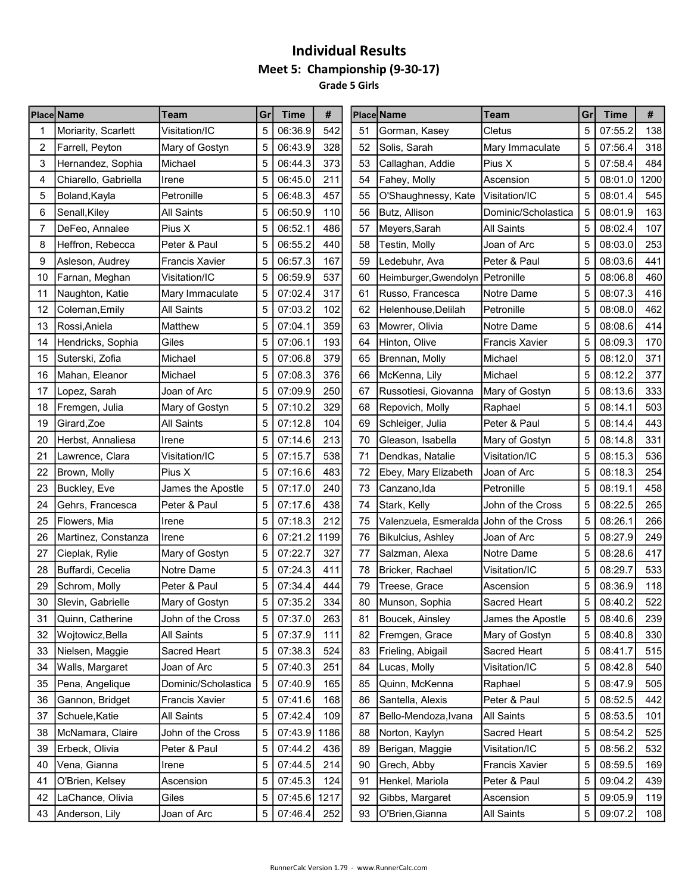# Individual Results

## Meet 5: Championship (9-30-17)

### Grade 5 Girls

| Place | Name | Team | Gr | Time | # |
|---|---|---|---|---|---|
| 1 | Moriarity, Scarlett | Visitation/IC | 5 | 06:36.9 | 542 |
| 2 | Farrell, Peyton | Mary of Gostyn | 5 | 06:43.9 | 328 |
| 3 | Hernandez, Sophia | Michael | 5 | 06:44.3 | 373 |
| 4 | Chiarello, Gabriella | Irene | 5 | 06:45.0 | 211 |
| 5 | Boland,Kayla | Petronille | 5 | 06:48.3 | 457 |
| 6 | Senall,Kiley | All Saints | 5 | 06:50.9 | 110 |
| 7 | DeFeo, Annalee | Pius X | 5 | 06:52.1 | 486 |
| 8 | Heffron, Rebecca | Peter & Paul | 5 | 06:55.2 | 440 |
| 9 | Asleson, Audrey | Francis Xavier | 5 | 06:57.3 | 167 |
| 10 | Farnan, Meghan | Visitation/IC | 5 | 06:59.9 | 537 |
| 11 | Naughton, Katie | Mary Immaculate | 5 | 07:02.4 | 317 |
| 12 | Coleman,Emily | All Saints | 5 | 07:03.2 | 102 |
| 13 | Rossi,Aniela | Matthew | 5 | 07:04.1 | 359 |
| 14 | Hendricks, Sophia | Giles | 5 | 07:06.1 | 193 |
| 15 | Suterski, Zofia | Michael | 5 | 07:06.8 | 379 |
| 16 | Mahan, Eleanor | Michael | 5 | 07:08.3 | 376 |
| 17 | Lopez, Sarah | Joan of Arc | 5 | 07:09.9 | 250 |
| 18 | Fremgen, Julia | Mary of Gostyn | 5 | 07:10.2 | 329 |
| 19 | Girard,Zoe | All Saints | 5 | 07:12.8 | 104 |
| 20 | Herbst, Annaliesa | Irene | 5 | 07:14.6 | 213 |
| 21 | Lawrence, Clara | Visitation/IC | 5 | 07:15.7 | 538 |
| 22 | Brown, Molly | Pius X | 5 | 07:16.6 | 483 |
| 23 | Buckley, Eve | James the Apostle | 5 | 07:17.0 | 240 |
| 24 | Gehrs, Francesca | Peter & Paul | 5 | 07:17.6 | 438 |
| 25 | Flowers, Mia | Irene | 5 | 07:18.3 | 212 |
| 26 | Martinez, Constanza | Irene | 6 | 07:21.2 | 1199 |
| 27 | Cieplak, Rylie | Mary of Gostyn | 5 | 07:22.7 | 327 |
| 28 | Buffardi, Cecelia | Notre Dame | 5 | 07:24.3 | 411 |
| 29 | Schrom, Molly | Peter & Paul | 5 | 07:34.4 | 444 |
| 30 | Slevin, Gabrielle | Mary of Gostyn | 5 | 07:35.2 | 334 |
| 31 | Quinn, Catherine | John of the Cross | 5 | 07:37.0 | 263 |
| 32 | Wojtowicz,Bella | All Saints | 5 | 07:37.9 | 111 |
| 33 | Nielsen, Maggie | Sacred Heart | 5 | 07:38.3 | 524 |
| 34 | Walls, Margaret | Joan of Arc | 5 | 07:40.3 | 251 |
| 35 | Pena, Angelique | Dominic/Scholastica | 5 | 07:40.9 | 165 |
| 36 | Gannon, Bridget | Francis Xavier | 5 | 07:41.6 | 168 |
| 37 | Schuele,Katie | All Saints | 5 | 07:42.4 | 109 |
| 38 | McNamara, Claire | John of the Cross | 5 | 07:43.9 | 1186 |
| 39 | Erbeck, Olivia | Peter & Paul | 5 | 07:44.2 | 436 |
| 40 | Vena, Gianna | Irene | 5 | 07:44.5 | 214 |
| 41 | O'Brien, Kelsey | Ascension | 5 | 07:45.3 | 124 |
| 42 | LaChance, Olivia | Giles | 5 | 07:45.6 | 1217 |
| 43 | Anderson, Lily | Joan of Arc | 5 | 07:46.4 | 252 |
| 51 | Gorman, Kasey | Cletus | 5 | 07:55.2 | 138 |
| 52 | Solis, Sarah | Mary Immaculate | 5 | 07:56.4 | 318 |
| 53 | Callaghan, Addie | Pius X | 5 | 07:58.4 | 484 |
| 54 | Fahey, Molly | Ascension | 5 | 08:01.0 | 1200 |
| 55 | O'Shaughnessy, Kate | Visitation/IC | 5 | 08:01.4 | 545 |
| 56 | Butz, Allison | Dominic/Scholastica | 5 | 08:01.9 | 163 |
| 57 | Meyers,Sarah | All Saints | 5 | 08:02.4 | 107 |
| 58 | Testin, Molly | Joan of Arc | 5 | 08:03.0 | 253 |
| 59 | Ledebuhr, Ava | Peter & Paul | 5 | 08:03.6 | 441 |
| 60 | Heimburger,Gwendolyn | Petronille | 5 | 08:06.8 | 460 |
| 61 | Russo, Francesca | Notre Dame | 5 | 08:07.3 | 416 |
| 62 | Helenhouse,Delilah | Petronille | 5 | 08:08.0 | 462 |
| 63 | Mowrer, Olivia | Notre Dame | 5 | 08:08.6 | 414 |
| 64 | Hinton, Olive | Francis Xavier | 5 | 08:09.3 | 170 |
| 65 | Brennan, Molly | Michael | 5 | 08:12.0 | 371 |
| 66 | McKenna, Lily | Michael | 5 | 08:12.2 | 377 |
| 67 | Russotiesi, Giovanna | Mary of Gostyn | 5 | 08:13.6 | 333 |
| 68 | Repovich, Molly | Raphael | 5 | 08:14.1 | 503 |
| 69 | Schleiger, Julia | Peter & Paul | 5 | 08:14.4 | 443 |
| 70 | Gleason, Isabella | Mary of Gostyn | 5 | 08:14.8 | 331 |
| 71 | Dendkas, Natalie | Visitation/IC | 5 | 08:15.3 | 536 |
| 72 | Ebey, Mary Elizabeth | Joan of Arc | 5 | 08:18.3 | 254 |
| 73 | Canzano,Ida | Petronille | 5 | 08:19.1 | 458 |
| 74 | Stark, Kelly | John of the Cross | 5 | 08:22.5 | 265 |
| 75 | Valenzuela, Esmeralda | John of the Cross | 5 | 08:26.1 | 266 |
| 76 | Bikulcius, Ashley | Joan of Arc | 5 | 08:27.9 | 249 |
| 77 | Salzman, Alexa | Notre Dame | 5 | 08:28.6 | 417 |
| 78 | Bricker, Rachael | Visitation/IC | 5 | 08:29.7 | 533 |
| 79 | Treese, Grace | Ascension | 5 | 08:36.9 | 118 |
| 80 | Munson, Sophia | Sacred Heart | 5 | 08:40.2 | 522 |
| 81 | Boucek, Ainsley | James the Apostle | 5 | 08:40.6 | 239 |
| 82 | Fremgen, Grace | Mary of Gostyn | 5 | 08:40.8 | 330 |
| 83 | Frieling, Abigail | Sacred Heart | 5 | 08:41.7 | 515 |
| 84 | Lucas, Molly | Visitation/IC | 5 | 08:42.8 | 540 |
| 85 | Quinn, McKenna | Raphael | 5 | 08:47.9 | 505 |
| 86 | Santella, Alexis | Peter & Paul | 5 | 08:52.5 | 442 |
| 87 | Bello-Mendoza,Ivana | All Saints | 5 | 08:53.5 | 101 |
| 88 | Norton, Kaylyn | Sacred Heart | 5 | 08:54.2 | 525 |
| 89 | Berigan, Maggie | Visitation/IC | 5 | 08:56.2 | 532 |
| 90 | Grech, Abby | Francis Xavier | 5 | 08:59.5 | 169 |
| 91 | Henkel, Mariola | Peter & Paul | 5 | 09:04.2 | 439 |
| 92 | Gibbs, Margaret | Ascension | 5 | 09:05.9 | 119 |
| 93 | O'Brien,Gianna | All Saints | 5 | 09:07.2 | 108 |

RunnerCalc Version 1.79 - www.RunnerCalc.com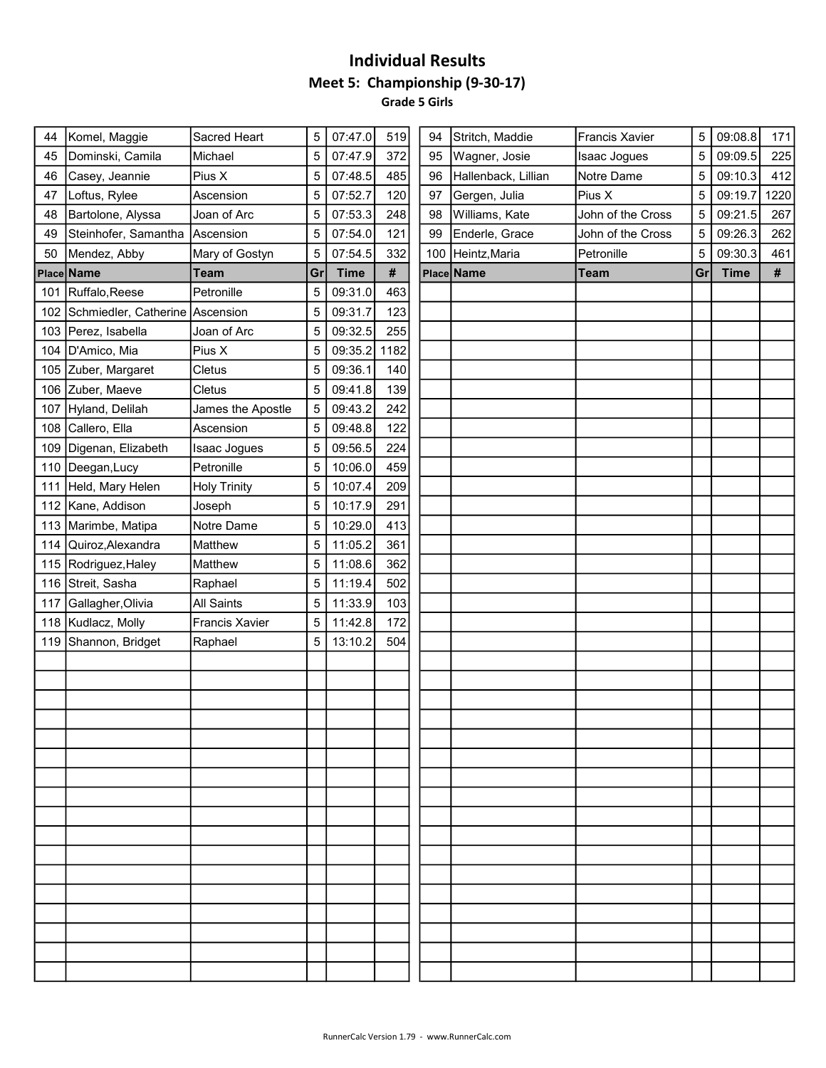# Individual Results

## Meet 5: Championship (9-30-17)

### Grade 5 Girls

| Place | Name | Team | Gr | Time | # |
|---|---|---|---|---|---|
| 44 | Komel, Maggie | Sacred Heart | 5 | 07:47.0 | 519 |
| 45 | Dominski, Camila | Michael | 5 | 07:47.9 | 372 |
| 46 | Casey, Jeannie | Pius X | 5 | 07:48.5 | 485 |
| 47 | Loftus, Rylee | Ascension | 5 | 07:52.7 | 120 |
| 48 | Bartolone, Alyssa | Joan of Arc | 5 | 07:53.3 | 248 |
| 49 | Steinhofer, Samantha | Ascension | 5 | 07:54.0 | 121 |
| 50 | Mendez, Abby | Mary of Gostyn | 5 | 07:54.5 | 332 |
| 94 | Stritch, Maddie | Francis Xavier | 5 | 09:08.8 | 171 |
| 95 | Wagner, Josie | Isaac Jogues | 5 | 09:09.5 | 225 |
| 96 | Hallenback, Lillian | Notre Dame | 5 | 09:10.3 | 412 |
| 97 | Gergen, Julia | Pius X | 5 | 09:19.7 | 1220 |
| 98 | Williams, Kate | John of the Cross | 5 | 09:21.5 | 267 |
| 99 | Enderle, Grace | John of the Cross | 5 | 09:26.3 | 262 |
| 100 | Heintz,Maria | Petronille | 5 | 09:30.3 | 461 |
| 101 | Ruffalo,Reese | Petronille | 5 | 09:31.0 | 463 |
| 102 | Schmiedler, Catherine | Ascension | 5 | 09:31.7 | 123 |
| 103 | Perez, Isabella | Joan of Arc | 5 | 09:32.5 | 255 |
| 104 | D'Amico, Mia | Pius X | 5 | 09:35.2 | 1182 |
| 105 | Zuber, Margaret | Cletus | 5 | 09:36.1 | 140 |
| 106 | Zuber, Maeve | Cletus | 5 | 09:41.8 | 139 |
| 107 | Hyland, Delilah | James the Apostle | 5 | 09:43.2 | 242 |
| 108 | Callero, Ella | Ascension | 5 | 09:48.8 | 122 |
| 109 | Digenan, Elizabeth | Isaac Jogues | 5 | 09:56.5 | 224 |
| 110 | Deegan,Lucy | Petronille | 5 | 10:06.0 | 459 |
| 111 | Held, Mary Helen | Holy Trinity | 5 | 10:07.4 | 209 |
| 112 | Kane, Addison | Joseph | 5 | 10:17.9 | 291 |
| 113 | Marimbe, Matipa | Notre Dame | 5 | 10:29.0 | 413 |
| 114 | Quiroz,Alexandra | Matthew | 5 | 11:05.2 | 361 |
| 115 | Rodriguez,Haley | Matthew | 5 | 11:08.6 | 362 |
| 116 | Streit, Sasha | Raphael | 5 | 11:19.4 | 502 |
| 117 | Gallagher,Olivia | All Saints | 5 | 11:33.9 | 103 |
| 118 | Kudlacz, Molly | Francis Xavier | 5 | 11:42.8 | 172 |
| 119 | Shannon, Bridget | Raphael | 5 | 13:10.2 | 504 |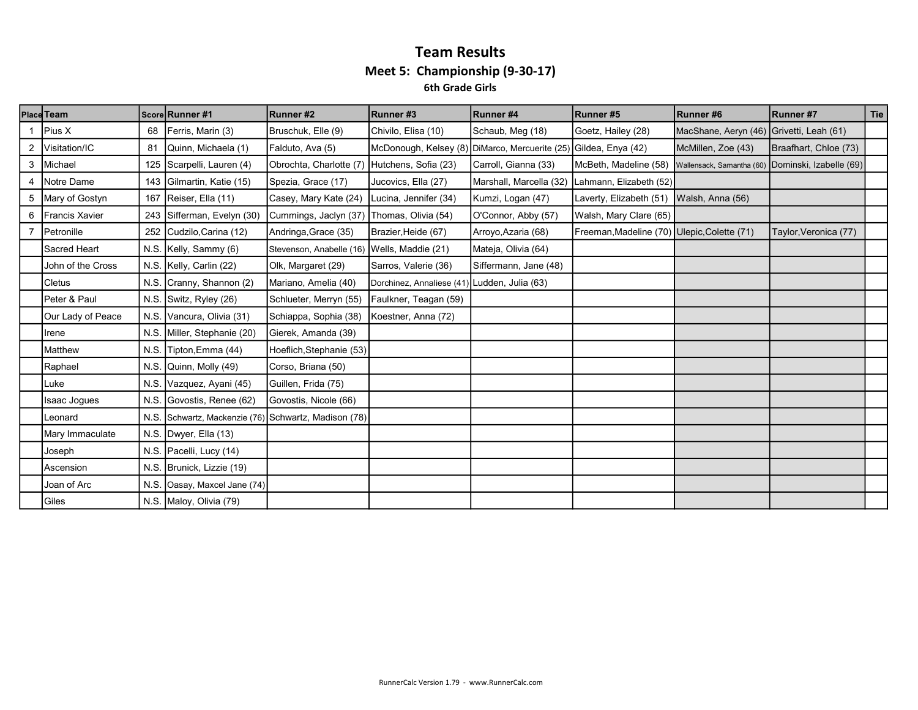# Team Results

## Meet 5: Championship (9-30-17)

### 6th Grade Girls

| Place | Team | Score | Runner #1 | Runner #2 | Runner #3 | Runner #4 | Runner #5 | Runner #6 | Runner #7 | Tie |
|---|---|---|---|---|---|---|---|---|---|---|
| 1 | Pius X | 68 | Ferris, Marin (3) | Bruschuk, Elle (9) | Chivilo, Elisa (10) | Schaub, Meg (18) | Goetz, Hailey (28) | MacShane, Aeryn (46) | Grivetti, Leah (61) | |
| 2 | Visitation/IC | 81 | Quinn, Michaela (1) | Falduto, Ava (5) | McDonough, Kelsey (8) | DiMarco, Mercuerite (25) | Gildea, Enya (42) | McMillen, Zoe (43) | Braafhart, Chloe (73) | |
| 3 | Michael | 125 | Scarpelli, Lauren (4) | Obrochta, Charlotte (7) | Hutchens, Sofia (23) | Carroll, Gianna (33) | McBeth, Madeline (58) | Wallensack, Samantha (60) | Dominski, Izabelle (69) | |
| 4 | Notre Dame | 143 | Gilmartin, Katie (15) | Spezia, Grace (17) | Jucovics, Ella (27) | Marshall, Marcella (32) | Lahmann, Elizabeth (52) | | | |
| 5 | Mary of Gostyn | 167 | Reiser, Ella (11) | Casey, Mary Kate (24) | Lucina, Jennifer (34) | Kumzi, Logan (47) | Laverty, Elizabeth (51) | Walsh, Anna (56) | | |
| 6 | Francis Xavier | 243 | Sifferman, Evelyn (30) | Cummings, Jaclyn (37) | Thomas, Olivia (54) | O'Connor, Abby (57) | Walsh, Mary Clare (65) | | | |
| 7 | Petronille | 252 | Cudzilo,Carina (12) | Andringa,Grace (35) | Brazier,Heide (67) | Arroyo,Azaria (68) | Freeman,Madeline (70) | Ulepic,Colette (71) | Taylor,Veronica (77) | |
| | Sacred Heart | N.S. | Kelly, Sammy (6) | Stevenson, Anabelle (16) | Wells, Maddie (21) | Mateja, Olivia (64) | | | | |
| | John of the Cross | N.S. | Kelly, Carlin (22) | Olk, Margaret (29) | Sarros, Valerie (36) | Siffermann, Jane (48) | | | | |
| | Cletus | N.S. | Cranny, Shannon (2) | Mariano, Amelia (40) | Dorchinez, Annaliese (41) | Ludden, Julia (63) | | | | |
| | Peter & Paul | N.S. | Switz, Ryley (26) | Schlueter, Merryn (55) | Faulkner, Teagan (59) | | | | | |
| | Our Lady of Peace | N.S. | Vancura, Olivia (31) | Schiappa, Sophia (38) | Koestner, Anna (72) | | | | | |
| | Irene | N.S. | Miller, Stephanie (20) | Gierek, Amanda (39) | | | | | | |
| | Matthew | N.S. | Tipton,Emma (44) | Hoeflich,Stephanie (53) | | | | | | |
| | Raphael | N.S. | Quinn, Molly (49) | Corso, Briana (50) | | | | | | |
| | Luke | N.S. | Vazquez, Ayani (45) | Guillen, Frida (75) | | | | | | |
| | Isaac Jogues | N.S. | Govostis, Renee (62) | Govostis, Nicole (66) | | | | | | |
| | Leonard | N.S. | Schwartz, Mackenzie (76) | Schwartz, Madison (78) | | | | | | |
| | Mary Immaculate | N.S. | Dwyer, Ella (13) | | | | | | | |
| | Joseph | N.S. | Pacelli, Lucy (14) | | | | | | | |
| | Ascension | N.S. | Brunick, Lizzie (19) | | | | | | | |
| | Joan of Arc | N.S. | Oasay, Maxcel Jane (74) | | | | | | | |
| | Giles | N.S. | Maloy, Olivia (79) | | | | | | | |

RunnerCalc Version 1.79 - www.RunnerCalc.com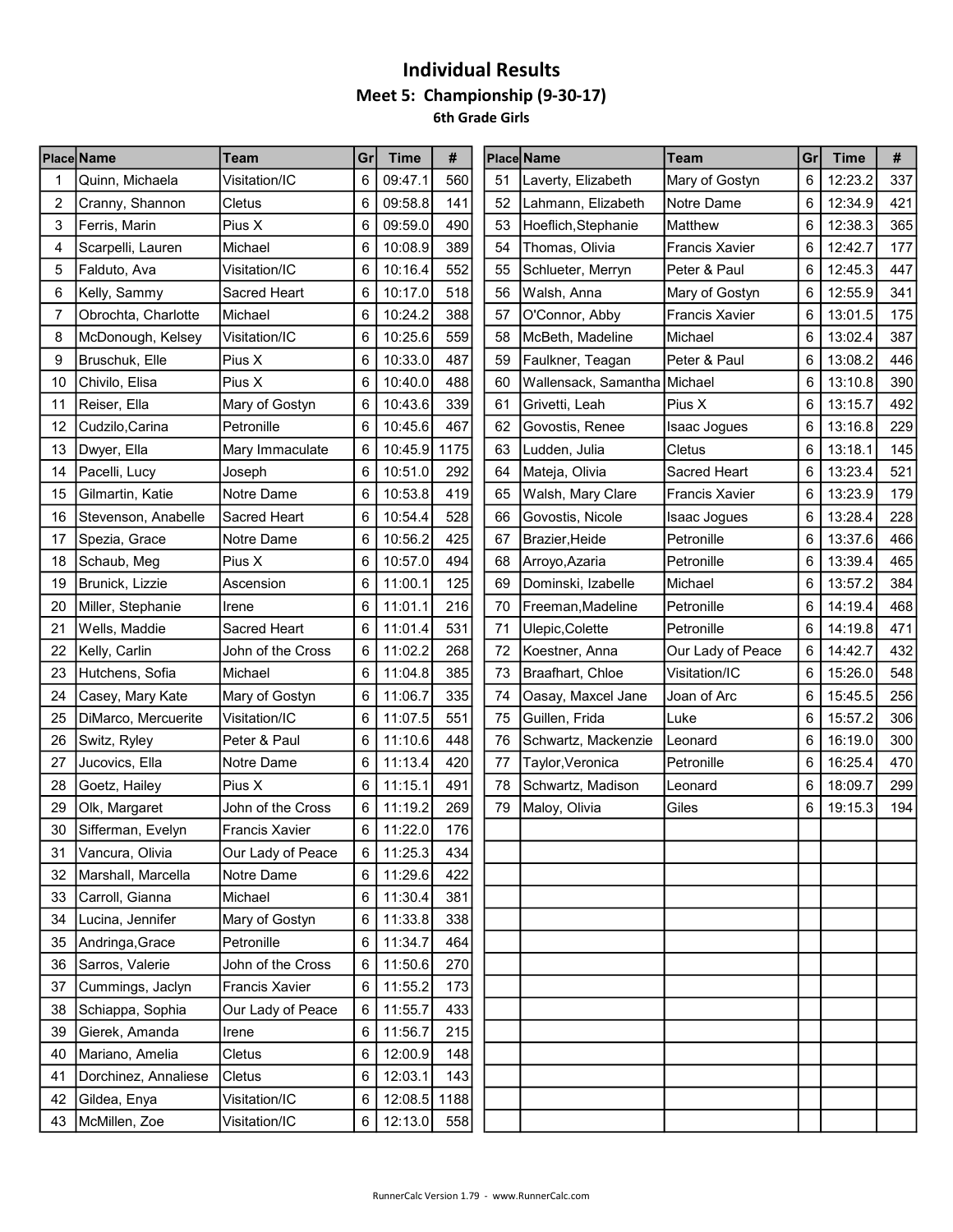# Individual Results

## Meet 5: Championship (9-30-17)

### 6th Grade Girls

| Place | Name | Team | Gr | Time | # |
|---|---|---|---|---|---|
| 1 | Quinn, Michaela | Visitation/IC | 6 | 09:47.1 | 560 |
| 2 | Cranny, Shannon | Cletus | 6 | 09:58.8 | 141 |
| 3 | Ferris, Marin | Pius X | 6 | 09:59.0 | 490 |
| 4 | Scarpelli, Lauren | Michael | 6 | 10:08.9 | 389 |
| 5 | Falduto, Ava | Visitation/IC | 6 | 10:16.4 | 552 |
| 6 | Kelly, Sammy | Sacred Heart | 6 | 10:17.0 | 518 |
| 7 | Obrochta, Charlotte | Michael | 6 | 10:24.2 | 388 |
| 8 | McDonough, Kelsey | Visitation/IC | 6 | 10:25.6 | 559 |
| 9 | Bruschuk, Elle | Pius X | 6 | 10:33.0 | 487 |
| 10 | Chivilo, Elisa | Pius X | 6 | 10:40.0 | 488 |
| 11 | Reiser, Ella | Mary of Gostyn | 6 | 10:43.6 | 339 |
| 12 | Cudzilo,Carina | Petronille | 6 | 10:45.6 | 467 |
| 13 | Dwyer, Ella | Mary Immaculate | 6 | 10:45.9 | 1175 |
| 14 | Pacelli, Lucy | Joseph | 6 | 10:51.0 | 292 |
| 15 | Gilmartin, Katie | Notre Dame | 6 | 10:53.8 | 419 |
| 16 | Stevenson, Anabelle | Sacred Heart | 6 | 10:54.4 | 528 |
| 17 | Spezia, Grace | Notre Dame | 6 | 10:56.2 | 425 |
| 18 | Schaub, Meg | Pius X | 6 | 10:57.0 | 494 |
| 19 | Brunick, Lizzie | Ascension | 6 | 11:00.1 | 125 |
| 20 | Miller, Stephanie | Irene | 6 | 11:01.1 | 216 |
| 21 | Wells, Maddie | Sacred Heart | 6 | 11:01.4 | 531 |
| 22 | Kelly, Carlin | John of the Cross | 6 | 11:02.2 | 268 |
| 23 | Hutchens, Sofia | Michael | 6 | 11:04.8 | 385 |
| 24 | Casey, Mary Kate | Mary of Gostyn | 6 | 11:06.7 | 335 |
| 25 | DiMarco, Mercuerite | Visitation/IC | 6 | 11:07.5 | 551 |
| 26 | Switz, Ryley | Peter & Paul | 6 | 11:10.6 | 448 |
| 27 | Jucovics, Ella | Notre Dame | 6 | 11:13.4 | 420 |
| 28 | Goetz, Hailey | Pius X | 6 | 11:15.1 | 491 |
| 29 | Olk, Margaret | John of the Cross | 6 | 11:19.2 | 269 |
| 30 | Sifferman, Evelyn | Francis Xavier | 6 | 11:22.0 | 176 |
| 31 | Vancura, Olivia | Our Lady of Peace | 6 | 11:25.3 | 434 |
| 32 | Marshall, Marcella | Notre Dame | 6 | 11:29.6 | 422 |
| 33 | Carroll, Gianna | Michael | 6 | 11:30.4 | 381 |
| 34 | Lucina, Jennifer | Mary of Gostyn | 6 | 11:33.8 | 338 |
| 35 | Andringa,Grace | Petronille | 6 | 11:34.7 | 464 |
| 36 | Sarros, Valerie | John of the Cross | 6 | 11:50.6 | 270 |
| 37 | Cummings, Jaclyn | Francis Xavier | 6 | 11:55.2 | 173 |
| 38 | Schiappa, Sophia | Our Lady of Peace | 6 | 11:55.7 | 433 |
| 39 | Gierek, Amanda | Irene | 6 | 11:56.7 | 215 |
| 40 | Mariano, Amelia | Cletus | 6 | 12:00.9 | 148 |
| 41 | Dorchinez, Annaliese | Cletus | 6 | 12:03.1 | 143 |
| 42 | Gildea, Enya | Visitation/IC | 6 | 12:08.5 | 1188 |
| 43 | McMillen, Zoe | Visitation/IC | 6 | 12:13.0 | 558 |
| 51 | Laverty, Elizabeth | Mary of Gostyn | 6 | 12:23.2 | 337 |
| 52 | Lahmann, Elizabeth | Notre Dame | 6 | 12:34.9 | 421 |
| 53 | Hoeflich,Stephanie | Matthew | 6 | 12:38.3 | 365 |
| 54 | Thomas, Olivia | Francis Xavier | 6 | 12:42.7 | 177 |
| 55 | Schlueter, Merryn | Peter & Paul | 6 | 12:45.3 | 447 |
| 56 | Walsh, Anna | Mary of Gostyn | 6 | 12:55.9 | 341 |
| 57 | O'Connor, Abby | Francis Xavier | 6 | 13:01.5 | 175 |
| 58 | McBeth, Madeline | Michael | 6 | 13:02.4 | 387 |
| 59 | Faulkner, Teagan | Peter & Paul | 6 | 13:08.2 | 446 |
| 60 | Wallensack, Samantha | Michael | 6 | 13:10.8 | 390 |
| 61 | Grivetti, Leah | Pius X | 6 | 13:15.7 | 492 |
| 62 | Govostis, Renee | Isaac Jogues | 6 | 13:16.8 | 229 |
| 63 | Ludden, Julia | Cletus | 6 | 13:18.1 | 145 |
| 64 | Mateja, Olivia | Sacred Heart | 6 | 13:23.4 | 521 |
| 65 | Walsh, Mary Clare | Francis Xavier | 6 | 13:23.9 | 179 |
| 66 | Govostis, Nicole | Isaac Jogues | 6 | 13:28.4 | 228 |
| 67 | Brazier,Heide | Petronille | 6 | 13:37.6 | 466 |
| 68 | Arroyo,Azaria | Petronille | 6 | 13:39.4 | 465 |
| 69 | Dominski, Izabelle | Michael | 6 | 13:57.2 | 384 |
| 70 | Freeman,Madeline | Petronille | 6 | 14:19.4 | 468 |
| 71 | Ulepic,Colette | Petronille | 6 | 14:19.8 | 471 |
| 72 | Koestner, Anna | Our Lady of Peace | 6 | 14:42.7 | 432 |
| 73 | Braafhart, Chloe | Visitation/IC | 6 | 15:26.0 | 548 |
| 74 | Oasay, Maxcel Jane | Joan of Arc | 6 | 15:45.5 | 256 |
| 75 | Guillen, Frida | Luke | 6 | 15:57.2 | 306 |
| 76 | Schwartz, Mackenzie | Leonard | 6 | 16:19.0 | 300 |
| 77 | Taylor,Veronica | Petronille | 6 | 16:25.4 | 470 |
| 78 | Schwartz, Madison | Leonard | 6 | 18:09.7 | 299 |
| 79 | Maloy, Olivia | Giles | 6 | 19:15.3 | 194 |

RunnerCalc Version 1.79 - www.RunnerCalc.com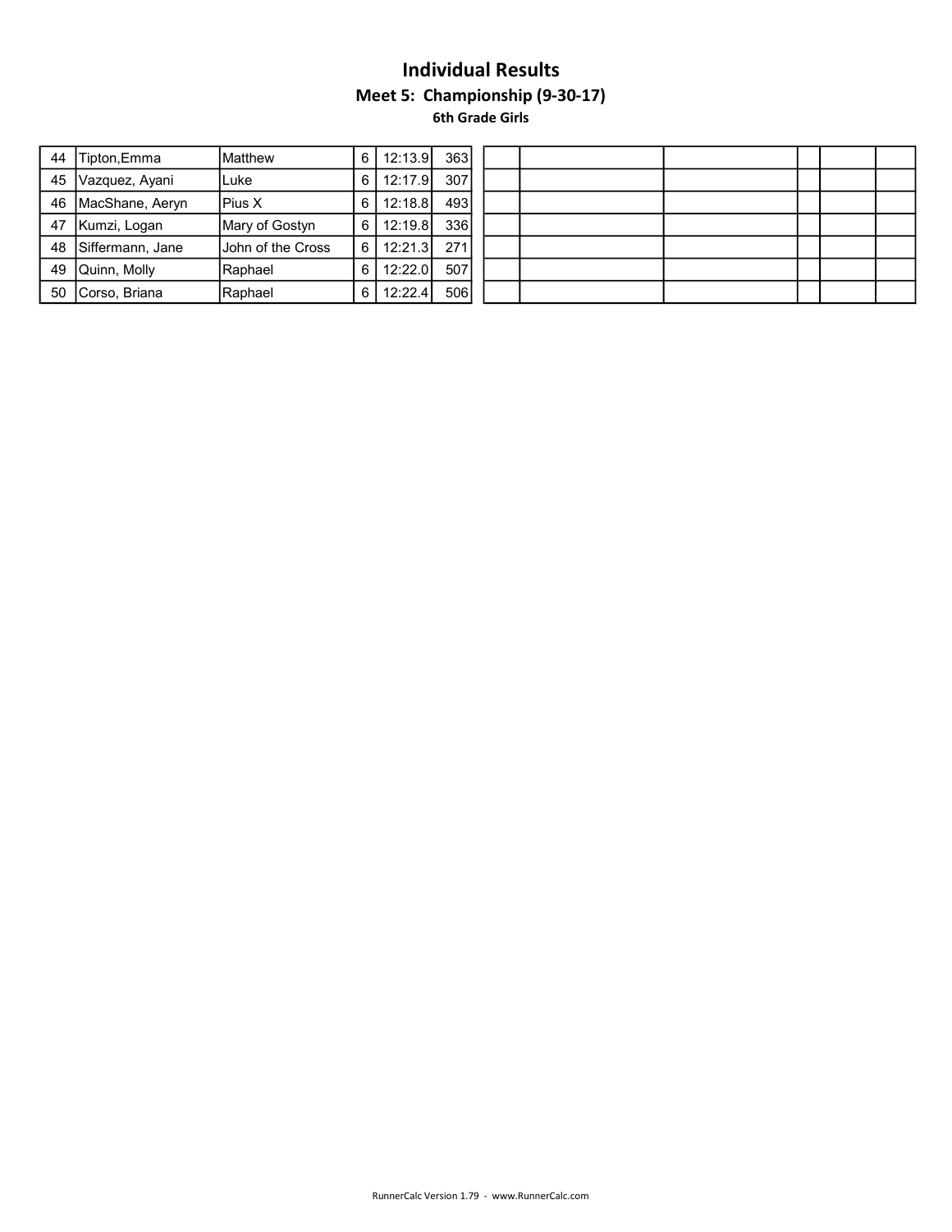# Individual Results

## Meet 5: Championship (9-30-17)

### 6th Grade Girls

| | | | | | |
|---|---|---|---|---|---|
| 44 | Tipton,Emma | Matthew | 6 | 12:13.9 | 363 |
| 45 | Vazquez, Ayani | Luke | 6 | 12:17.9 | 307 |
| 46 | MacShane, Aeryn | Pius X | 6 | 12:18.8 | 493 |
| 47 | Kumzi, Logan | Mary of Gostyn | 6 | 12:19.8 | 336 |
| 48 | Siffermann, Jane | John of the Cross | 6 | 12:21.3 | 271 |
| 49 | Quinn, Molly | Raphael | 6 | 12:22.0 | 507 |
| 50 | Corso, Briana | Raphael | 6 | 12:22.4 | 506 |

RunnerCalc Version 1.79 - www.RunnerCalc.com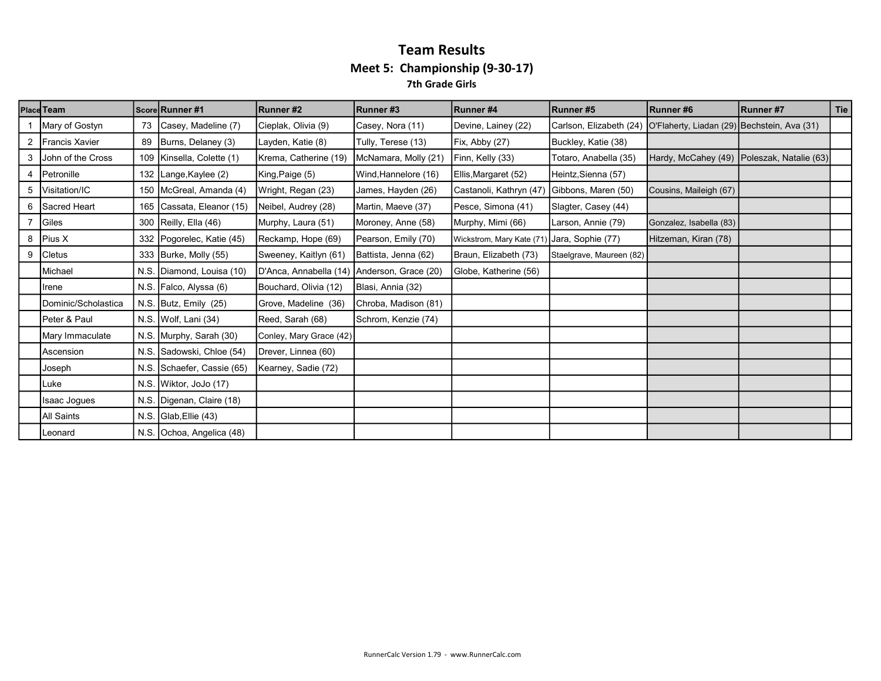# Team Results

## Meet 5: Championship (9-30-17)

### 7th Grade Girls

| Place | Team | Score | Runner #1 | Runner #2 | Runner #3 | Runner #4 | Runner #5 | Runner #6 | Runner #7 | Tie |
|---|---|---|---|---|---|---|---|---|---|---|
| 1 | Mary of Gostyn | 73 | Casey, Madeline (7) | Cieplak, Olivia (9) | Casey, Nora (11) | Devine, Lainey (22) | Carlson, Elizabeth (24) | O'Flaherty, Liadan (29) | Bechstein, Ava (31) | |
| 2 | Francis Xavier | 89 | Burns, Delaney (3) | Layden, Katie (8) | Tully, Terese (13) | Fix, Abby (27) | Buckley, Katie (38) | | | |
| 3 | John of the Cross | 109 | Kinsella, Colette (1) | Krema, Catherine (19) | McNamara, Molly (21) | Finn, Kelly (33) | Totaro, Anabella (35) | Hardy, McCahey (49) | Poleszak, Natalie (63) | |
| 4 | Petronille | 132 | Lange,Kaylee (2) | King,Paige (5) | Wind,Hannelore (16) | Ellis,Margaret (52) | Heintz,Sienna (57) | | | |
| 5 | Visitation/IC | 150 | McGreal, Amanda (4) | Wright, Regan (23) | James, Hayden (26) | Castanoli, Kathryn (47) | Gibbons, Maren (50) | Cousins, Maileigh (67) | | |
| 6 | Sacred Heart | 165 | Cassata, Eleanor (15) | Neibel, Audrey (28) | Martin, Maeve (37) | Pesce, Simona (41) | Slagter, Casey (44) | | | |
| 7 | Giles | 300 | Reilly, Ella (46) | Murphy, Laura (51) | Moroney, Anne (58) | Murphy, Mimi (66) | Larson, Annie (79) | Gonzalez, Isabella (83) | | |
| 8 | Pius X | 332 | Pogorelec, Katie (45) | Reckamp, Hope (69) | Pearson, Emily (70) | Wickstrom, Mary Kate (71) | Jara, Sophie (77) | Hitzeman, Kiran (78) | | |
| 9 | Cletus | 333 | Burke, Molly (55) | Sweeney, Kaitlyn (61) | Battista, Jenna (62) | Braun, Elizabeth (73) | Staelgrave, Maureen (82) | | | |
| | Michael | N.S. | Diamond, Louisa (10) | D'Anca, Annabella (14) | Anderson, Grace (20) | Globe, Katherine (56) | | | | |
| | Irene | N.S. | Falco, Alyssa (6) | Bouchard, Olivia (12) | Blasi, Annia (32) | | | | | |
| | Dominic/Scholastica | N.S. | Butz, Emily (25) | Grove, Madeline (36) | Chroba, Madison (81) | | | | | |
| | Peter & Paul | N.S. | Wolf, Lani (34) | Reed, Sarah (68) | Schrom, Kenzie (74) | | | | | |
| | Mary Immaculate | N.S. | Murphy, Sarah (30) | Conley, Mary Grace (42) | | | | | | |
| | Ascension | N.S. | Sadowski, Chloe (54) | Drever, Linnea (60) | | | | | | |
| | Joseph | N.S. | Schaefer, Cassie (65) | Kearney, Sadie (72) | | | | | | |
| | Luke | N.S. | Wiktor, JoJo (17) | | | | | | | |
| | Isaac Jogues | N.S. | Digenan, Claire (18) | | | | | | | |
| | All Saints | N.S. | Glab,Ellie (43) | | | | | | | |
| | Leonard | N.S. | Ochoa, Angelica (48) | | | | | | | |

RunnerCalc Version 1.79 - www.RunnerCalc.com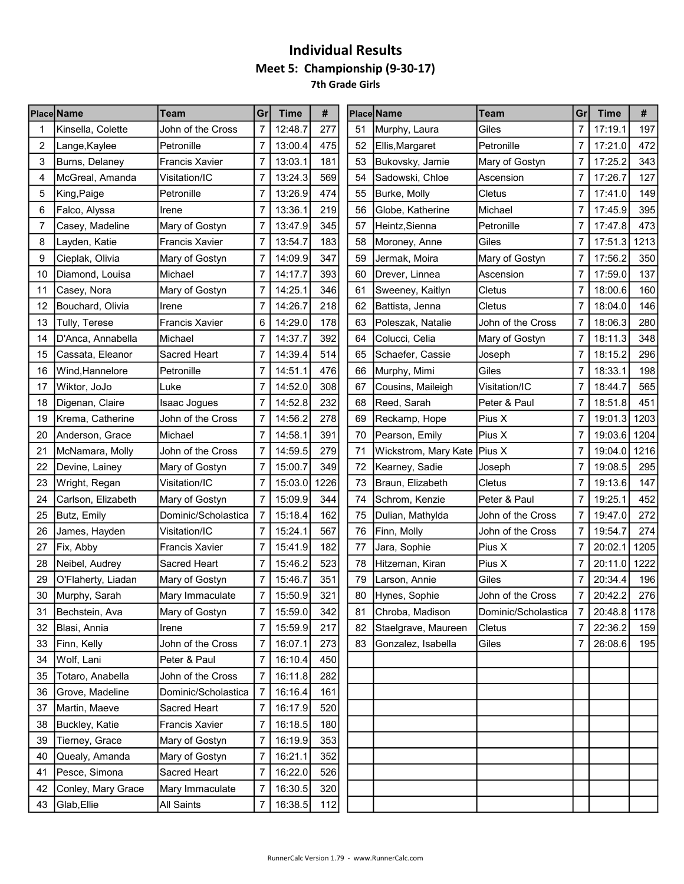# Individual Results

## Meet 5: Championship (9-30-17)

### 7th Grade Girls

| Place | Name | Team | Gr | Time | # |
|---|---|---|---|---|---|
| 1 | Kinsella, Colette | John of the Cross | 7 | 12:48.7 | 277 |
| 2 | Lange,Kaylee | Petronille | 7 | 13:00.4 | 475 |
| 3 | Burns, Delaney | Francis Xavier | 7 | 13:03.1 | 181 |
| 4 | McGreal, Amanda | Visitation/IC | 7 | 13:24.3 | 569 |
| 5 | King,Paige | Petronille | 7 | 13:26.9 | 474 |
| 6 | Falco, Alyssa | Irene | 7 | 13:36.1 | 219 |
| 7 | Casey, Madeline | Mary of Gostyn | 7 | 13:47.9 | 345 |
| 8 | Layden, Katie | Francis Xavier | 7 | 13:54.7 | 183 |
| 9 | Cieplak, Olivia | Mary of Gostyn | 7 | 14:09.9 | 347 |
| 10 | Diamond, Louisa | Michael | 7 | 14:17.7 | 393 |
| 11 | Casey, Nora | Mary of Gostyn | 7 | 14:25.1 | 346 |
| 12 | Bouchard, Olivia | Irene | 7 | 14:26.7 | 218 |
| 13 | Tully, Terese | Francis Xavier | 6 | 14:29.0 | 178 |
| 14 | D'Anca, Annabella | Michael | 7 | 14:37.7 | 392 |
| 15 | Cassata, Eleanor | Sacred Heart | 7 | 14:39.4 | 514 |
| 16 | Wind,Hannelore | Petronille | 7 | 14:51.1 | 476 |
| 17 | Wiktor, JoJo | Luke | 7 | 14:52.0 | 308 |
| 18 | Digenan, Claire | Isaac Jogues | 7 | 14:52.8 | 232 |
| 19 | Krema, Catherine | John of the Cross | 7 | 14:56.2 | 278 |
| 20 | Anderson, Grace | Michael | 7 | 14:58.1 | 391 |
| 21 | McNamara, Molly | John of the Cross | 7 | 14:59.5 | 279 |
| 22 | Devine, Lainey | Mary of Gostyn | 7 | 15:00.7 | 349 |
| 23 | Wright, Regan | Visitation/IC | 7 | 15:03.0 | 1226 |
| 24 | Carlson, Elizabeth | Mary of Gostyn | 7 | 15:09.9 | 344 |
| 25 | Butz, Emily | Dominic/Scholastica | 7 | 15:18.4 | 162 |
| 26 | James, Hayden | Visitation/IC | 7 | 15:24.1 | 567 |
| 27 | Fix, Abby | Francis Xavier | 7 | 15:41.9 | 182 |
| 28 | Neibel, Audrey | Sacred Heart | 7 | 15:46.2 | 523 |
| 29 | O'Flaherty, Liadan | Mary of Gostyn | 7 | 15:46.7 | 351 |
| 30 | Murphy, Sarah | Mary Immaculate | 7 | 15:50.9 | 321 |
| 31 | Bechstein, Ava | Mary of Gostyn | 7 | 15:59.0 | 342 |
| 32 | Blasi, Annia | Irene | 7 | 15:59.9 | 217 |
| 33 | Finn, Kelly | John of the Cross | 7 | 16:07.1 | 273 |
| 34 | Wolf, Lani | Peter & Paul | 7 | 16:10.4 | 450 |
| 35 | Totaro, Anabella | John of the Cross | 7 | 16:11.8 | 282 |
| 36 | Grove, Madeline | Dominic/Scholastica | 7 | 16:16.4 | 161 |
| 37 | Martin, Maeve | Sacred Heart | 7 | 16:17.9 | 520 |
| 38 | Buckley, Katie | Francis Xavier | 7 | 16:18.5 | 180 |
| 39 | Tierney, Grace | Mary of Gostyn | 7 | 16:19.9 | 353 |
| 40 | Quealy, Amanda | Mary of Gostyn | 7 | 16:21.1 | 352 |
| 41 | Pesce, Simona | Sacred Heart | 7 | 16:22.0 | 526 |
| 42 | Conley, Mary Grace | Mary Immaculate | 7 | 16:30.5 | 320 |
| 43 | Glab,Ellie | All Saints | 7 | 16:38.5 | 112 |
| 51 | Murphy, Laura | Giles | 7 | 17:19.1 | 197 |
| 52 | Ellis,Margaret | Petronille | 7 | 17:21.0 | 472 |
| 53 | Bukovsky, Jamie | Mary of Gostyn | 7 | 17:25.2 | 343 |
| 54 | Sadowski, Chloe | Ascension | 7 | 17:26.7 | 127 |
| 55 | Burke, Molly | Cletus | 7 | 17:41.0 | 149 |
| 56 | Globe, Katherine | Michael | 7 | 17:45.9 | 395 |
| 57 | Heintz,Sienna | Petronille | 7 | 17:47.8 | 473 |
| 58 | Moroney, Anne | Giles | 7 | 17:51.3 | 1213 |
| 59 | Jermak, Moira | Mary of Gostyn | 7 | 17:56.2 | 350 |
| 60 | Drever, Linnea | Ascension | 7 | 17:59.0 | 137 |
| 61 | Sweeney, Kaitlyn | Cletus | 7 | 18:00.6 | 160 |
| 62 | Battista, Jenna | Cletus | 7 | 18:04.0 | 146 |
| 63 | Poleszak, Natalie | John of the Cross | 7 | 18:06.3 | 280 |
| 64 | Colucci, Celia | Mary of Gostyn | 7 | 18:11.3 | 348 |
| 65 | Schaefer, Cassie | Joseph | 7 | 18:15.2 | 296 |
| 66 | Murphy, Mimi | Giles | 7 | 18:33.1 | 198 |
| 67 | Cousins, Maileigh | Visitation/IC | 7 | 18:44.7 | 565 |
| 68 | Reed, Sarah | Peter & Paul | 7 | 18:51.8 | 451 |
| 69 | Reckamp, Hope | Pius X | 7 | 19:01.3 | 1203 |
| 70 | Pearson, Emily | Pius X | 7 | 19:03.6 | 1204 |
| 71 | Wickstrom, Mary Kate | Pius X | 7 | 19:04.0 | 1216 |
| 72 | Kearney, Sadie | Joseph | 7 | 19:08.5 | 295 |
| 73 | Braun, Elizabeth | Cletus | 7 | 19:13.6 | 147 |
| 74 | Schrom, Kenzie | Peter & Paul | 7 | 19:25.1 | 452 |
| 75 | Dulian, Mathylda | John of the Cross | 7 | 19:47.0 | 272 |
| 76 | Finn, Molly | John of the Cross | 7 | 19:54.7 | 274 |
| 77 | Jara, Sophie | Pius X | 7 | 20:02.1 | 1205 |
| 78 | Hitzeman, Kiran | Pius X | 7 | 20:11.0 | 1222 |
| 79 | Larson, Annie | Giles | 7 | 20:34.4 | 196 |
| 80 | Hynes, Sophie | John of the Cross | 7 | 20:42.2 | 276 |
| 81 | Chroba, Madison | Dominic/Scholastica | 7 | 20:48.8 | 1178 |
| 82 | Staelgrave, Maureen | Cletus | 7 | 22:36.2 | 159 |
| 83 | Gonzalez, Isabella | Giles | 7 | 26:08.6 | 195 |

RunnerCalc Version 1.79 - www.RunnerCalc.com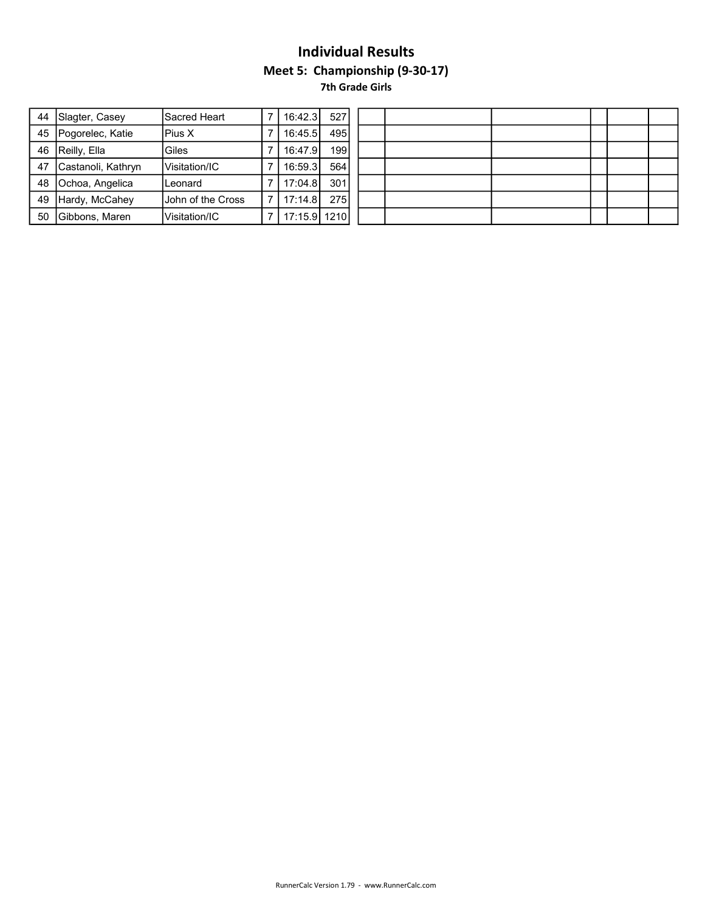# Individual Results

## Meet 5: Championship (9-30-17)

### 7th Grade Girls

| | | | | | |
|---|---|---|---|---|---|
| 44 | Slagter, Casey | Sacred Heart | 7 | 16:42.3 | 527 |
| 45 | Pogorelec, Katie | Pius X | 7 | 16:45.5 | 495 |
| 46 | Reilly, Ella | Giles | 7 | 16:47.9 | 199 |
| 47 | Castanoli, Kathryn | Visitation/IC | 7 | 16:59.3 | 564 |
| 48 | Ochoa, Angelica | Leonard | 7 | 17:04.8 | 301 |
| 49 | Hardy, McCahey | John of the Cross | 7 | 17:14.8 | 275 |
| 50 | Gibbons, Maren | Visitation/IC | 7 | 17:15.9 | 1210 |

RunnerCalc Version 1.79 - www.RunnerCalc.com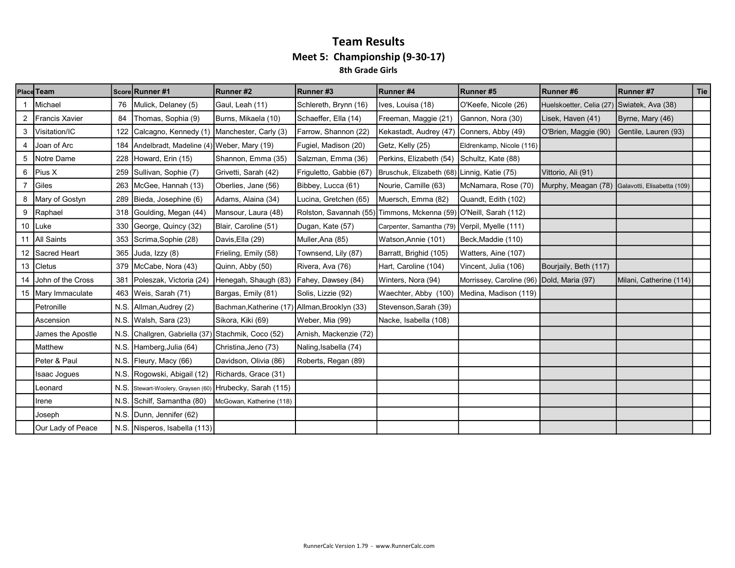# Team Results

## Meet 5: Championship (9-30-17)

### 8th Grade Girls

| Place | Team | Score | Runner #1 | Runner #2 | Runner #3 | Runner #4 | Runner #5 | Runner #6 | Runner #7 | Tie |
|---|---|---|---|---|---|---|---|---|---|---|
| 1 | Michael | 76 | Mulick, Delaney (5) | Gaul, Leah (11) | Schlereth, Brynn (16) | Ives, Louisa (18) | O'Keefe, Nicole (26) | Huelskoetter, Celia (27) | Swiatek, Ava (38) | |
| 2 | Francis Xavier | 84 | Thomas, Sophia (9) | Burns, Mikaela (10) | Schaeffer, Ella (14) | Freeman, Maggie (21) | Gannon, Nora (30) | Lisek, Haven (41) | Byrne, Mary (46) | |
| 3 | Visitation/IC | 122 | Calcagno, Kennedy (1) | Manchester, Carly (3) | Farrow, Shannon (22) | Kekastadt, Audrey (47) | Conners, Abby (49) | O'Brien, Maggie (90) | Gentile, Lauren (93) | |
| 4 | Joan of Arc | 184 | Andelbradt, Madeline (4) | Weber, Mary (19) | Fugiel, Madison (20) | Getz, Kelly (25) | Eldrenkamp, Nicole (116) | | | |
| 5 | Notre Dame | 228 | Howard, Erin (15) | Shannon, Emma (35) | Salzman, Emma (36) | Perkins, Elizabeth (54) | Schultz, Kate (88) | | | |
| 6 | Pius X | 259 | Sullivan, Sophie (7) | Grivetti, Sarah (42) | Friguletto, Gabbie (67) | Bruschuk, Elizabeth (68) | Linnig, Katie (75) | Vittorio, Ali (91) | | |
| 7 | Giles | 263 | McGee, Hannah (13) | Oberlies, Jane (56) | Bibbey, Lucca (61) | Nourie, Camille (63) | McNamara, Rose (70) | Murphy, Meagan (78) | Galavotti, Elisabetta (109) | |
| 8 | Mary of Gostyn | 289 | Bieda, Josephine (6) | Adams, Alaina (34) | Lucina, Gretchen (65) | Muersch, Emma (82) | Quandt, Edith (102) | | | |
| 9 | Raphael | 318 | Goulding, Megan (44) | Mansour, Laura (48) | Rolston, Savannah (55) | Timmons, Mckenna (59) | O'Neill, Sarah (112) | | | |
| 10 | Luke | 330 | George, Quincy (32) | Blair, Caroline (51) | Dugan, Kate (57) | Carpenter, Samantha (79) | Verpil, Myelle (111) | | | |
| 11 | All Saints | 353 | Scrima,Sophie (28) | Davis,Ella (29) | Muller,Ana (85) | Watson,Annie (101) | Beck,Maddie (110) | | | |
| 12 | Sacred Heart | 365 | Juda, Izzy (8) | Frieling, Emily (58) | Townsend, Lily (87) | Barratt, Brighid (105) | Watters, Aine (107) | | | |
| 13 | Cletus | 379 | McCabe, Nora (43) | Quinn, Abby (50) | Rivera, Ava (76) | Hart, Caroline (104) | Vincent, Julia (106) | Bourjaily, Beth (117) | | |
| 14 | John of the Cross | 381 | Poleszak, Victoria (24) | Henegah, Shaugh (83) | Fahey, Dawsey (84) | Winters, Nora (94) | Morrissey, Caroline (96) | Dold, Maria (97) | Milani, Catherine (114) | |
| 15 | Mary Immaculate | 463 | Weis, Sarah (71) | Bargas, Emily (81) | Solis, Lizzie (92) | Waechter, Abby (100) | Medina, Madison (119) | | | |
| | Petronille | N.S. | Allman,Audrey (2) | Bachman,Katherine (17) | Allman,Brooklyn (33) | Stevenson,Sarah (39) | | | | |
| | Ascension | N.S. | Walsh, Sara (23) | Sikora, Kiki (69) | Weber, Mia (99) | Nacke, Isabella (108) | | | | |
| | James the Apostle | N.S. | Challgren, Gabriella (37) | Stachmik, Coco (52) | Arnish, Mackenzie (72) | | | | | |
| | Matthew | N.S. | Hamberg,Julia (64) | Christina,Jeno (73) | Naling,Isabella (74) | | | | | |
| | Peter & Paul | N.S. | Fleury, Macy (66) | Davidson, Olivia (86) | Roberts, Regan (89) | | | | | |
| | Isaac Jogues | N.S. | Rogowski, Abigail (12) | Richards, Grace (31) | | | | | | |
| | Leonard | N.S. | Stewart-Woolery, Graysen (60) | Hrubecky, Sarah (115) | | | | | | |
| | Irene | N.S. | Schilf, Samantha (80) | McGowan, Katherine (118) | | | | | | |
| | Joseph | N.S. | Dunn, Jennifer (62) | | | | | | | |
| | Our Lady of Peace | N.S. | Nisperos, Isabella (113) | | | | | | | |

RunnerCalc Version 1.79 - www.RunnerCalc.com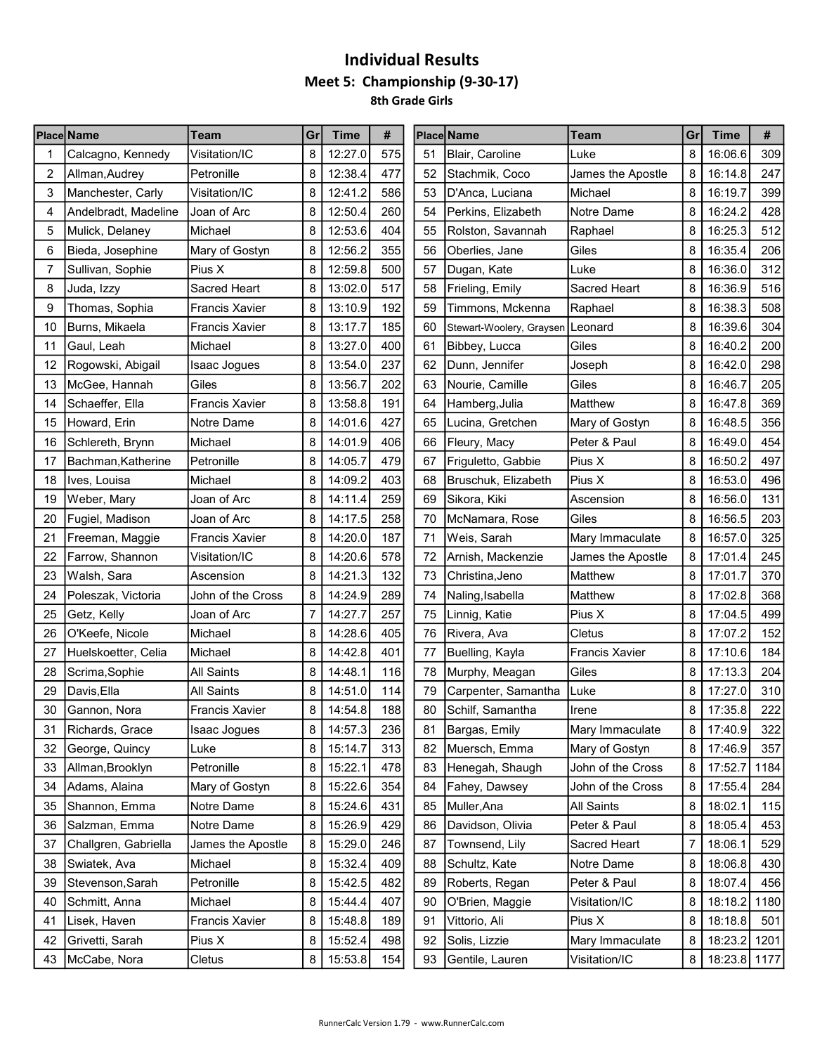# Individual Results

## Meet 5: Championship (9-30-17)

### 8th Grade Girls

| Place | Name | Team | Gr | Time | # |
|---|---|---|---|---|---|
| 1 | Calcagno, Kennedy | Visitation/IC | 8 | 12:27.0 | 575 |
| 2 | Allman,Audrey | Petronille | 8 | 12:38.4 | 477 |
| 3 | Manchester, Carly | Visitation/IC | 8 | 12:41.2 | 586 |
| 4 | Andelbradt, Madeline | Joan of Arc | 8 | 12:50.4 | 260 |
| 5 | Mulick, Delaney | Michael | 8 | 12:53.6 | 404 |
| 6 | Bieda, Josephine | Mary of Gostyn | 8 | 12:56.2 | 355 |
| 7 | Sullivan, Sophie | Pius X | 8 | 12:59.8 | 500 |
| 8 | Juda, Izzy | Sacred Heart | 8 | 13:02.0 | 517 |
| 9 | Thomas, Sophia | Francis Xavier | 8 | 13:10.9 | 192 |
| 10 | Burns, Mikaela | Francis Xavier | 8 | 13:17.7 | 185 |
| 11 | Gaul, Leah | Michael | 8 | 13:27.0 | 400 |
| 12 | Rogowski, Abigail | Isaac Jogues | 8 | 13:54.0 | 237 |
| 13 | McGee, Hannah | Giles | 8 | 13:56.7 | 202 |
| 14 | Schaeffer, Ella | Francis Xavier | 8 | 13:58.8 | 191 |
| 15 | Howard, Erin | Notre Dame | 8 | 14:01.6 | 427 |
| 16 | Schlereth, Brynn | Michael | 8 | 14:01.9 | 406 |
| 17 | Bachman,Katherine | Petronille | 8 | 14:05.7 | 479 |
| 18 | Ives, Louisa | Michael | 8 | 14:09.2 | 403 |
| 19 | Weber, Mary | Joan of Arc | 8 | 14:11.4 | 259 |
| 20 | Fugiel, Madison | Joan of Arc | 8 | 14:17.5 | 258 |
| 21 | Freeman, Maggie | Francis Xavier | 8 | 14:20.0 | 187 |
| 22 | Farrow, Shannon | Visitation/IC | 8 | 14:20.6 | 578 |
| 23 | Walsh, Sara | Ascension | 8 | 14:21.3 | 132 |
| 24 | Poleszak, Victoria | John of the Cross | 8 | 14:24.9 | 289 |
| 25 | Getz, Kelly | Joan of Arc | 7 | 14:27.7 | 257 |
| 26 | O'Keefe, Nicole | Michael | 8 | 14:28.6 | 405 |
| 27 | Huelskoetter, Celia | Michael | 8 | 14:42.8 | 401 |
| 28 | Scrima,Sophie | All Saints | 8 | 14:48.1 | 116 |
| 29 | Davis,Ella | All Saints | 8 | 14:51.0 | 114 |
| 30 | Gannon, Nora | Francis Xavier | 8 | 14:54.8 | 188 |
| 31 | Richards, Grace | Isaac Jogues | 8 | 14:57.3 | 236 |
| 32 | George, Quincy | Luke | 8 | 15:14.7 | 313 |
| 33 | Allman,Brooklyn | Petronille | 8 | 15:22.1 | 478 |
| 34 | Adams, Alaina | Mary of Gostyn | 8 | 15:22.6 | 354 |
| 35 | Shannon, Emma | Notre Dame | 8 | 15:24.6 | 431 |
| 36 | Salzman, Emma | Notre Dame | 8 | 15:26.9 | 429 |
| 37 | Challgren, Gabriella | James the Apostle | 8 | 15:29.0 | 246 |
| 38 | Swiatek, Ava | Michael | 8 | 15:32.4 | 409 |
| 39 | Stevenson,Sarah | Petronille | 8 | 15:42.5 | 482 |
| 40 | Schmitt, Anna | Michael | 8 | 15:44.4 | 407 |
| 41 | Lisek, Haven | Francis Xavier | 8 | 15:48.8 | 189 |
| 42 | Grivetti, Sarah | Pius X | 8 | 15:52.4 | 498 |
| 43 | McCabe, Nora | Cletus | 8 | 15:53.8 | 154 |
| 51 | Blair, Caroline | Luke | 8 | 16:06.6 | 309 |
| 52 | Stachmik, Coco | James the Apostle | 8 | 16:14.8 | 247 |
| 53 | D'Anca, Luciana | Michael | 8 | 16:19.7 | 399 |
| 54 | Perkins, Elizabeth | Notre Dame | 8 | 16:24.2 | 428 |
| 55 | Rolston, Savannah | Raphael | 8 | 16:25.3 | 512 |
| 56 | Oberlies, Jane | Giles | 8 | 16:35.4 | 206 |
| 57 | Dugan, Kate | Luke | 8 | 16:36.0 | 312 |
| 58 | Frieling, Emily | Sacred Heart | 8 | 16:36.9 | 516 |
| 59 | Timmons, Mckenna | Raphael | 8 | 16:38.3 | 508 |
| 60 | Stewart-Woolery, Graysen | Leonard | 8 | 16:39.6 | 304 |
| 61 | Bibbey, Lucca | Giles | 8 | 16:40.2 | 200 |
| 62 | Dunn, Jennifer | Joseph | 8 | 16:42.0 | 298 |
| 63 | Nourie, Camille | Giles | 8 | 16:46.7 | 205 |
| 64 | Hamberg,Julia | Matthew | 8 | 16:47.8 | 369 |
| 65 | Lucina, Gretchen | Mary of Gostyn | 8 | 16:48.5 | 356 |
| 66 | Fleury, Macy | Peter & Paul | 8 | 16:49.0 | 454 |
| 67 | Friguletto, Gabbie | Pius X | 8 | 16:50.2 | 497 |
| 68 | Bruschuk, Elizabeth | Pius X | 8 | 16:53.0 | 496 |
| 69 | Sikora, Kiki | Ascension | 8 | 16:56.0 | 131 |
| 70 | McNamara, Rose | Giles | 8 | 16:56.5 | 203 |
| 71 | Weis, Sarah | Mary Immaculate | 8 | 16:57.0 | 325 |
| 72 | Arnish, Mackenzie | James the Apostle | 8 | 17:01.4 | 245 |
| 73 | Christina,Jeno | Matthew | 8 | 17:01.7 | 370 |
| 74 | Naling,Isabella | Matthew | 8 | 17:02.8 | 368 |
| 75 | Linnig, Katie | Pius X | 8 | 17:04.5 | 499 |
| 76 | Rivera, Ava | Cletus | 8 | 17:07.2 | 152 |
| 77 | Buelling, Kayla | Francis Xavier | 8 | 17:10.6 | 184 |
| 78 | Murphy, Meagan | Giles | 8 | 17:13.3 | 204 |
| 79 | Carpenter, Samantha | Luke | 8 | 17:27.0 | 310 |
| 80 | Schilf, Samantha | Irene | 8 | 17:35.8 | 222 |
| 81 | Bargas, Emily | Mary Immaculate | 8 | 17:40.9 | 322 |
| 82 | Muersch, Emma | Mary of Gostyn | 8 | 17:46.9 | 357 |
| 83 | Henegah, Shaugh | John of the Cross | 8 | 17:52.7 | 1184 |
| 84 | Fahey, Dawsey | John of the Cross | 8 | 17:55.4 | 284 |
| 85 | Muller,Ana | All Saints | 8 | 18:02.1 | 115 |
| 86 | Davidson, Olivia | Peter & Paul | 8 | 18:05.4 | 453 |
| 87 | Townsend, Lily | Sacred Heart | 7 | 18:06.1 | 529 |
| 88 | Schultz, Kate | Notre Dame | 8 | 18:06.8 | 430 |
| 89 | Roberts, Regan | Peter & Paul | 8 | 18:07.4 | 456 |
| 90 | O'Brien, Maggie | Visitation/IC | 8 | 18:18.2 | 1180 |
| 91 | Vittorio, Ali | Pius X | 8 | 18:18.8 | 501 |
| 92 | Solis, Lizzie | Mary Immaculate | 8 | 18:23.2 | 1201 |
| 93 | Gentile, Lauren | Visitation/IC | 8 | 18:23.8 | 1177 |

RunnerCalc Version 1.79 - www.RunnerCalc.com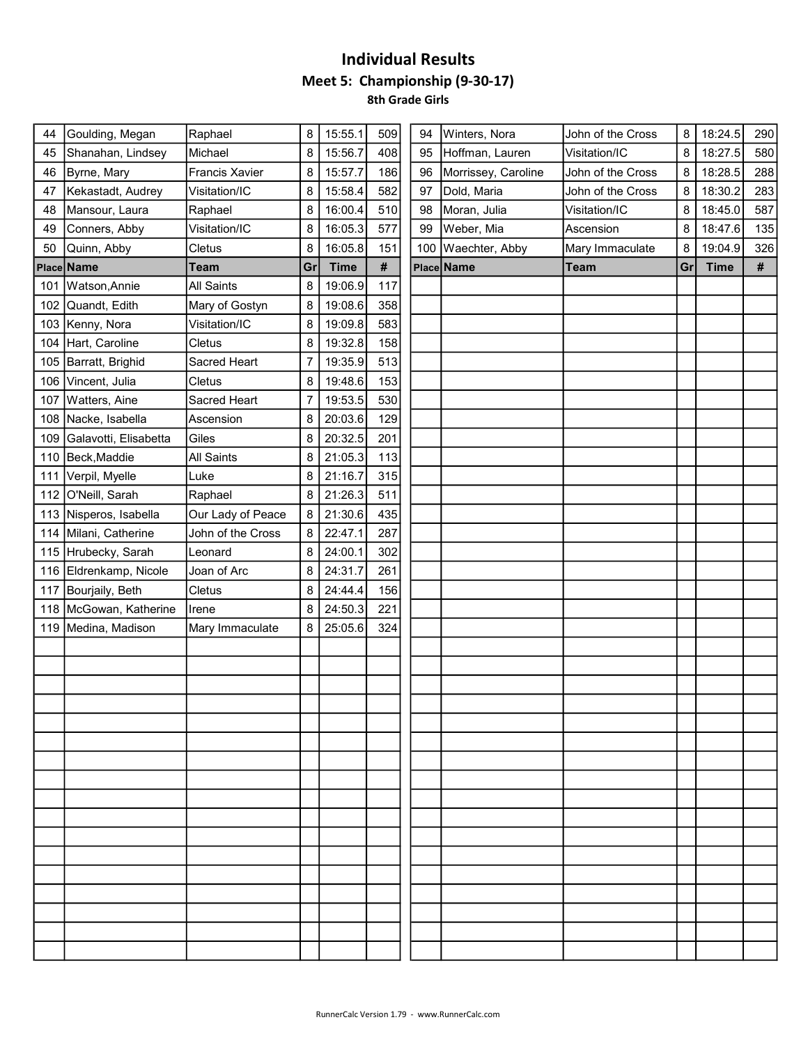# Individual Results

## Meet 5: Championship (9-30-17)

### 8th Grade Girls

| Place | Name | Team | Gr | Time | # |
|---|---|---|---|---|---|
| 44 | Goulding, Megan | Raphael | 8 | 15:55.1 | 509 |
| 45 | Shanahan, Lindsey | Michael | 8 | 15:56.7 | 408 |
| 46 | Byrne, Mary | Francis Xavier | 8 | 15:57.7 | 186 |
| 47 | Kekastadt, Audrey | Visitation/IC | 8 | 15:58.4 | 582 |
| 48 | Mansour, Laura | Raphael | 8 | 16:00.4 | 510 |
| 49 | Conners, Abby | Visitation/IC | 8 | 16:05.3 | 577 |
| 50 | Quinn, Abby | Cletus | 8 | 16:05.8 | 151 |
| 94 | Winters, Nora | John of the Cross | 8 | 18:24.5 | 290 |
| 95 | Hoffman, Lauren | Visitation/IC | 8 | 18:27.5 | 580 |
| 96 | Morrissey, Caroline | John of the Cross | 8 | 18:28.5 | 288 |
| 97 | Dold, Maria | John of the Cross | 8 | 18:30.2 | 283 |
| 98 | Moran, Julia | Visitation/IC | 8 | 18:45.0 | 587 |
| 99 | Weber, Mia | Ascension | 8 | 18:47.6 | 135 |
| 100 | Waechter, Abby | Mary Immaculate | 8 | 19:04.9 | 326 |
| 101 | Watson,Annie | All Saints | 8 | 19:06.9 | 117 |
| 102 | Quandt, Edith | Mary of Gostyn | 8 | 19:08.6 | 358 |
| 103 | Kenny, Nora | Visitation/IC | 8 | 19:09.8 | 583 |
| 104 | Hart, Caroline | Cletus | 8 | 19:32.8 | 158 |
| 105 | Barratt, Brighid | Sacred Heart | 7 | 19:35.9 | 513 |
| 106 | Vincent, Julia | Cletus | 8 | 19:48.6 | 153 |
| 107 | Watters, Aine | Sacred Heart | 7 | 19:53.5 | 530 |
| 108 | Nacke, Isabella | Ascension | 8 | 20:03.6 | 129 |
| 109 | Galavotti, Elisabetta | Giles | 8 | 20:32.5 | 201 |
| 110 | Beck,Maddie | All Saints | 8 | 21:05.3 | 113 |
| 111 | Verpil, Myelle | Luke | 8 | 21:16.7 | 315 |
| 112 | O'Neill, Sarah | Raphael | 8 | 21:26.3 | 511 |
| 113 | Nisperos, Isabella | Our Lady of Peace | 8 | 21:30.6 | 435 |
| 114 | Milani, Catherine | John of the Cross | 8 | 22:47.1 | 287 |
| 115 | Hrubecky, Sarah | Leonard | 8 | 24:00.1 | 302 |
| 116 | Eldrenkamp, Nicole | Joan of Arc | 8 | 24:31.7 | 261 |
| 117 | Bourjaily, Beth | Cletus | 8 | 24:44.4 | 156 |
| 118 | McGowan, Katherine | Irene | 8 | 24:50.3 | 221 |
| 119 | Medina, Madison | Mary Immaculate | 8 | 25:05.6 | 324 |